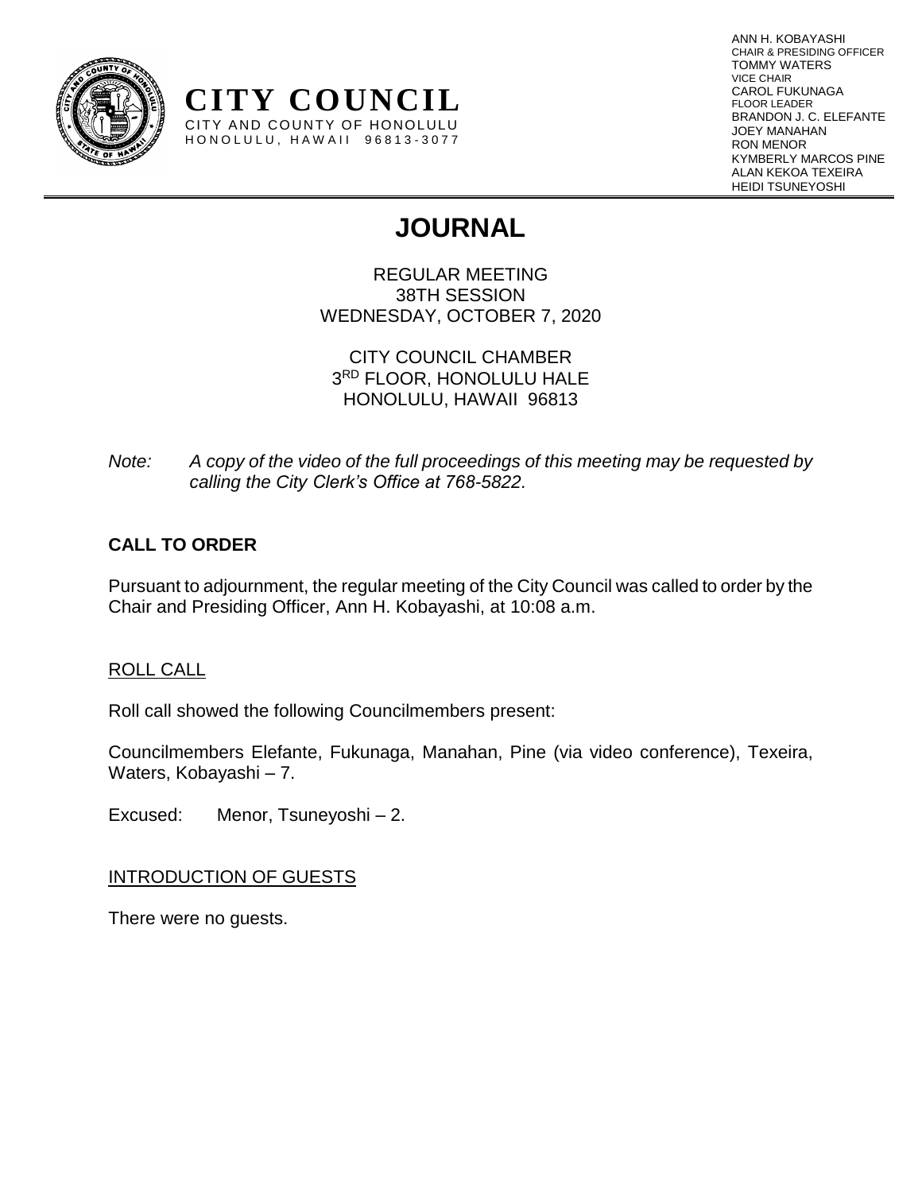**CITY COUNCIL**
CITY AND COUNTY OF HONOLULU
HONOLULU, HAWAII 96813-3077

ANN H. KOBAYASHI
CHAIR & PRESIDING OFFICER
TOMMY WATERS
VICE CHAIR
CAROL FUKUNAGA
FLOOR LEADER
BRANDON J. C. ELEFANTE
JOEY MANAHAN
RON MENOR
KYMBERLY MARCOS PINE
ALAN KEKOA TEXEIRA
HEIDI TSUNEYOSHI

# JOURNAL

REGULAR MEETING
38TH SESSION
WEDNESDAY, OCTOBER 7, 2020

CITY COUNCIL CHAMBER
3RD FLOOR, HONOLULU HALE
HONOLULU, HAWAII 96813

*Note: A copy of the video of the full proceedings of this meeting may be requested by calling the City Clerk's Office at 768-5822.*

## CALL TO ORDER

Pursuant to adjournment, the regular meeting of the City Council was called to order by the Chair and Presiding Officer, Ann H. Kobayashi, at 10:08 a.m.

### ROLL CALL

Roll call showed the following Councilmembers present:

Councilmembers Elefante, Fukunaga, Manahan, Pine (via video conference), Texeira, Waters, Kobayashi – 7.

Excused: Menor, Tsuneyoshi – 2.

### INTRODUCTION OF GUESTS

There were no guests.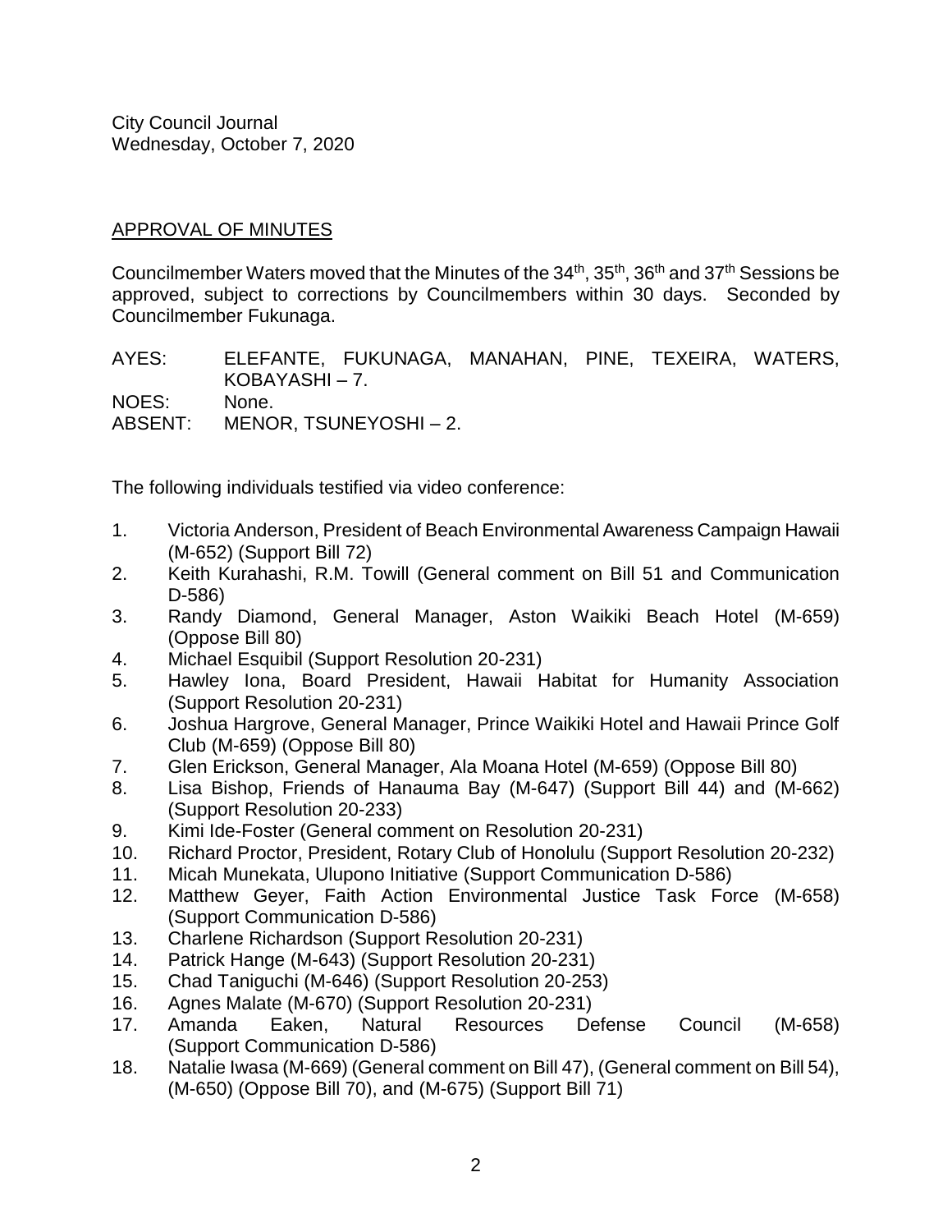City Council Journal
Wednesday, October 7, 2020

## APPROVAL OF MINUTES

Councilmember Waters moved that the Minutes of the 34th, 35th, 36th and 37th Sessions be approved, subject to corrections by Councilmembers within 30 days. Seconded by Councilmember Fukunaga.

AYES: ELEFANTE, FUKUNAGA, MANAHAN, PINE, TEXEIRA, WATERS, KOBAYASHI – 7.
NOES: None.
ABSENT: MENOR, TSUNEYOSHI – 2.

The following individuals testified via video conference:

1. Victoria Anderson, President of Beach Environmental Awareness Campaign Hawaii (M-652) (Support Bill 72)
2. Keith Kurahashi, R.M. Towill (General comment on Bill 51 and Communication D-586)
3. Randy Diamond, General Manager, Aston Waikiki Beach Hotel (M-659) (Oppose Bill 80)
4. Michael Esquibil (Support Resolution 20-231)
5. Hawley Iona, Board President, Hawaii Habitat for Humanity Association (Support Resolution 20-231)
6. Joshua Hargrove, General Manager, Prince Waikiki Hotel and Hawaii Prince Golf Club (M-659) (Oppose Bill 80)
7. Glen Erickson, General Manager, Ala Moana Hotel (M-659) (Oppose Bill 80)
8. Lisa Bishop, Friends of Hanauma Bay (M-647) (Support Bill 44) and (M-662) (Support Resolution 20-233)
9. Kimi Ide-Foster (General comment on Resolution 20-231)
10. Richard Proctor, President, Rotary Club of Honolulu (Support Resolution 20-232)
11. Micah Munekata, Ulupono Initiative (Support Communication D-586)
12. Matthew Geyer, Faith Action Environmental Justice Task Force (M-658) (Support Communication D-586)
13. Charlene Richardson (Support Resolution 20-231)
14. Patrick Hange (M-643) (Support Resolution 20-231)
15. Chad Taniguchi (M-646) (Support Resolution 20-253)
16. Agnes Malate (M-670) (Support Resolution 20-231)
17. Amanda Eaken, Natural Resources Defense Council (M-658) (Support Communication D-586)
18. Natalie Iwasa (M-669) (General comment on Bill 47), (General comment on Bill 54), (M-650) (Oppose Bill 70), and (M-675) (Support Bill 71)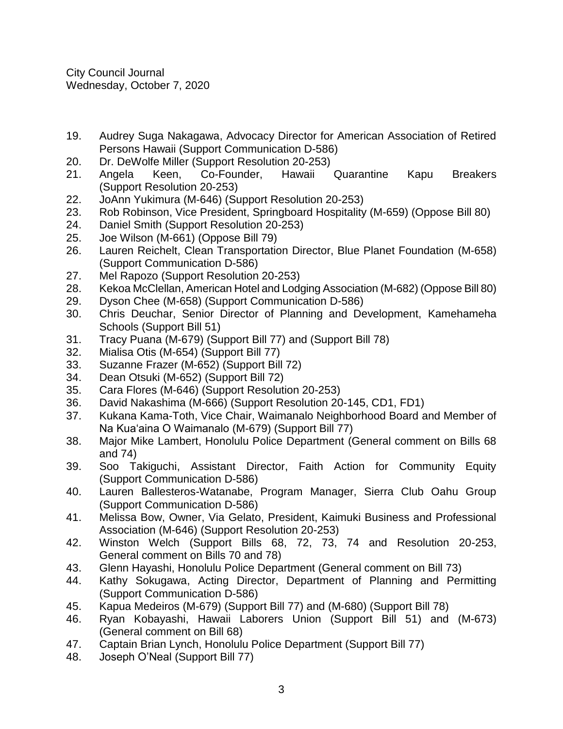19. Audrey Suga Nakagawa, Advocacy Director for American Association of Retired Persons Hawaii (Support Communication D-586)
20. Dr. DeWolfe Miller (Support Resolution 20-253)
21. Angela Keen, Co-Founder, Hawaii Quarantine Kapu Breakers (Support Resolution 20-253)
22. JoAnn Yukimura (M-646) (Support Resolution 20-253)
23. Rob Robinson, Vice President, Springboard Hospitality (M-659) (Oppose Bill 80)
24. Daniel Smith (Support Resolution 20-253)
25. Joe Wilson (M-661) (Oppose Bill 79)
26. Lauren Reichelt, Clean Transportation Director, Blue Planet Foundation (M-658) (Support Communication D-586)
27. Mel Rapozo (Support Resolution 20-253)
28. Kekoa McClellan, American Hotel and Lodging Association (M-682) (Oppose Bill 80)
29. Dyson Chee (M-658) (Support Communication D-586)
30. Chris Deuchar, Senior Director of Planning and Development, Kamehameha Schools (Support Bill 51)
31. Tracy Puana (M-679) (Support Bill 77) and (Support Bill 78)
32. Mialisa Otis (M-654) (Support Bill 77)
33. Suzanne Frazer (M-652) (Support Bill 72)
34. Dean Otsuki (M-652) (Support Bill 72)
35. Cara Flores (M-646) (Support Resolution 20-253)
36. David Nakashima (M-666) (Support Resolution 20-145, CD1, FD1)
37. Kukana Kama-Toth, Vice Chair, Waimanalo Neighborhood Board and Member of Na Kuaʻaina O Waimanalo (M-679) (Support Bill 77)
38. Major Mike Lambert, Honolulu Police Department (General comment on Bills 68 and 74)
39. Soo Takiguchi, Assistant Director, Faith Action for Community Equity (Support Communication D-586)
40. Lauren Ballesteros-Watanabe, Program Manager, Sierra Club Oahu Group (Support Communication D-586)
41. Melissa Bow, Owner, Via Gelato, President, Kaimuki Business and Professional Association (M-646) (Support Resolution 20-253)
42. Winston Welch (Support Bills 68, 72, 73, 74 and Resolution 20-253, General comment on Bills 70 and 78)
43. Glenn Hayashi, Honolulu Police Department (General comment on Bill 73)
44. Kathy Sokugawa, Acting Director, Department of Planning and Permitting (Support Communication D-586)
45. Kapua Medeiros (M-679) (Support Bill 77) and (M-680) (Support Bill 78)
46. Ryan Kobayashi, Hawaii Laborers Union (Support Bill 51) and (M-673) (General comment on Bill 68)
47. Captain Brian Lynch, Honolulu Police Department (Support Bill 77)
48. Joseph O'Neal (Support Bill 77)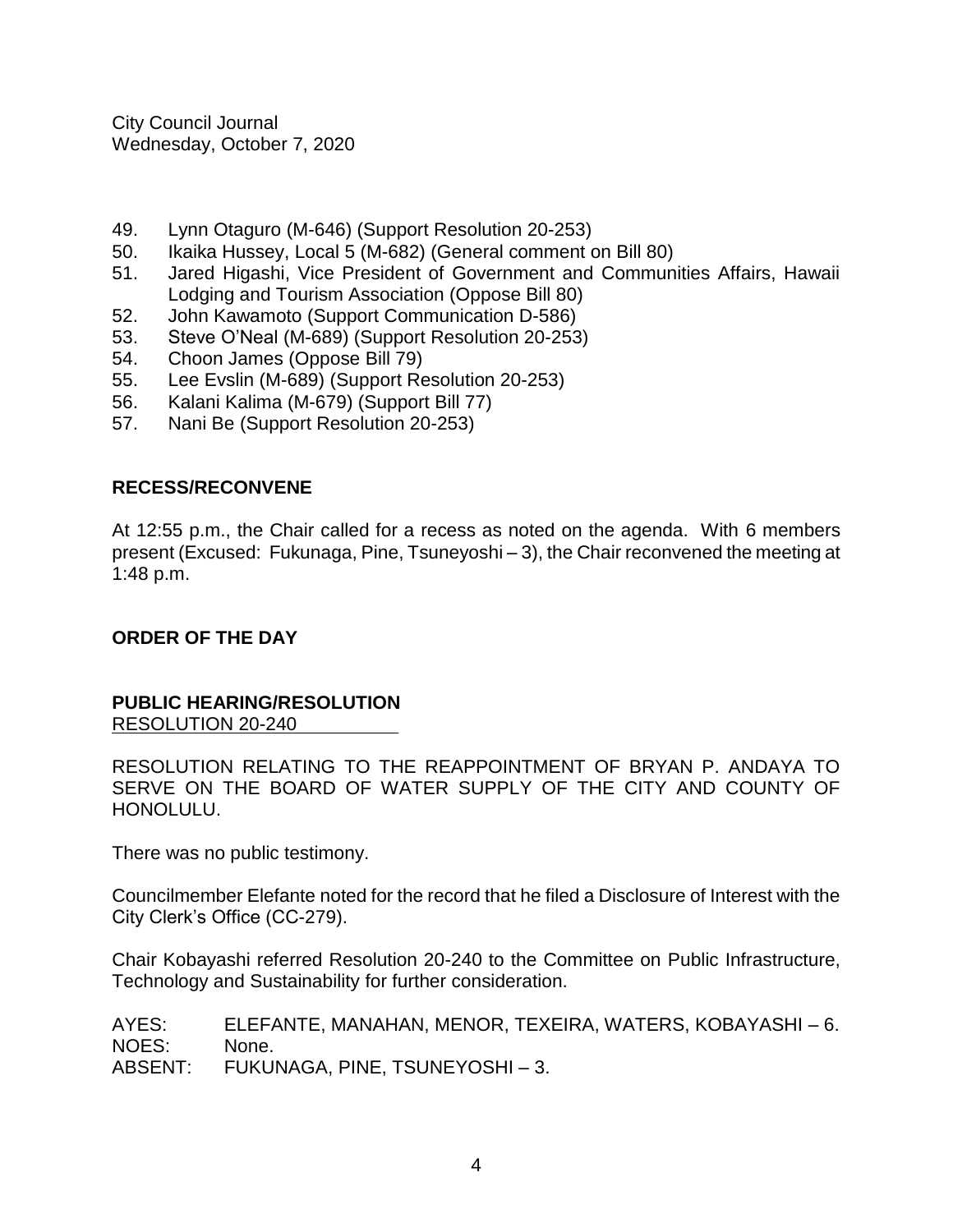49. Lynn Otaguro (M-646) (Support Resolution 20-253)
50. Ikaika Hussey, Local 5 (M-682) (General comment on Bill 80)
51. Jared Higashi, Vice President of Government and Communities Affairs, Hawaii Lodging and Tourism Association (Oppose Bill 80)
52. John Kawamoto (Support Communication D-586)
53. Steve O'Neal (M-689) (Support Resolution 20-253)
54. Choon James (Oppose Bill 79)
55. Lee Evslin (M-689) (Support Resolution 20-253)
56. Kalani Kalima (M-679) (Support Bill 77)
57. Nani Be (Support Resolution 20-253)

## RECESS/RECONVENE

At 12:55 p.m., the Chair called for a recess as noted on the agenda. With 6 members present (Excused: Fukunaga, Pine, Tsuneyoshi – 3), the Chair reconvened the meeting at 1:48 p.m.

## ORDER OF THE DAY

### PUBLIC HEARING/RESOLUTION

RESOLUTION 20-240

RESOLUTION RELATING TO THE REAPPOINTMENT OF BRYAN P. ANDAYA TO SERVE ON THE BOARD OF WATER SUPPLY OF THE CITY AND COUNTY OF HONOLULU.

There was no public testimony.

Councilmember Elefante noted for the record that he filed a Disclosure of Interest with the City Clerk's Office (CC-279).

Chair Kobayashi referred Resolution 20-240 to the Committee on Public Infrastructure, Technology and Sustainability for further consideration.

AYES: ELEFANTE, MANAHAN, MENOR, TEXEIRA, WATERS, KOBAYASHI – 6.
NOES: None.
ABSENT: FUKUNAGA, PINE, TSUNEYOSHI – 3.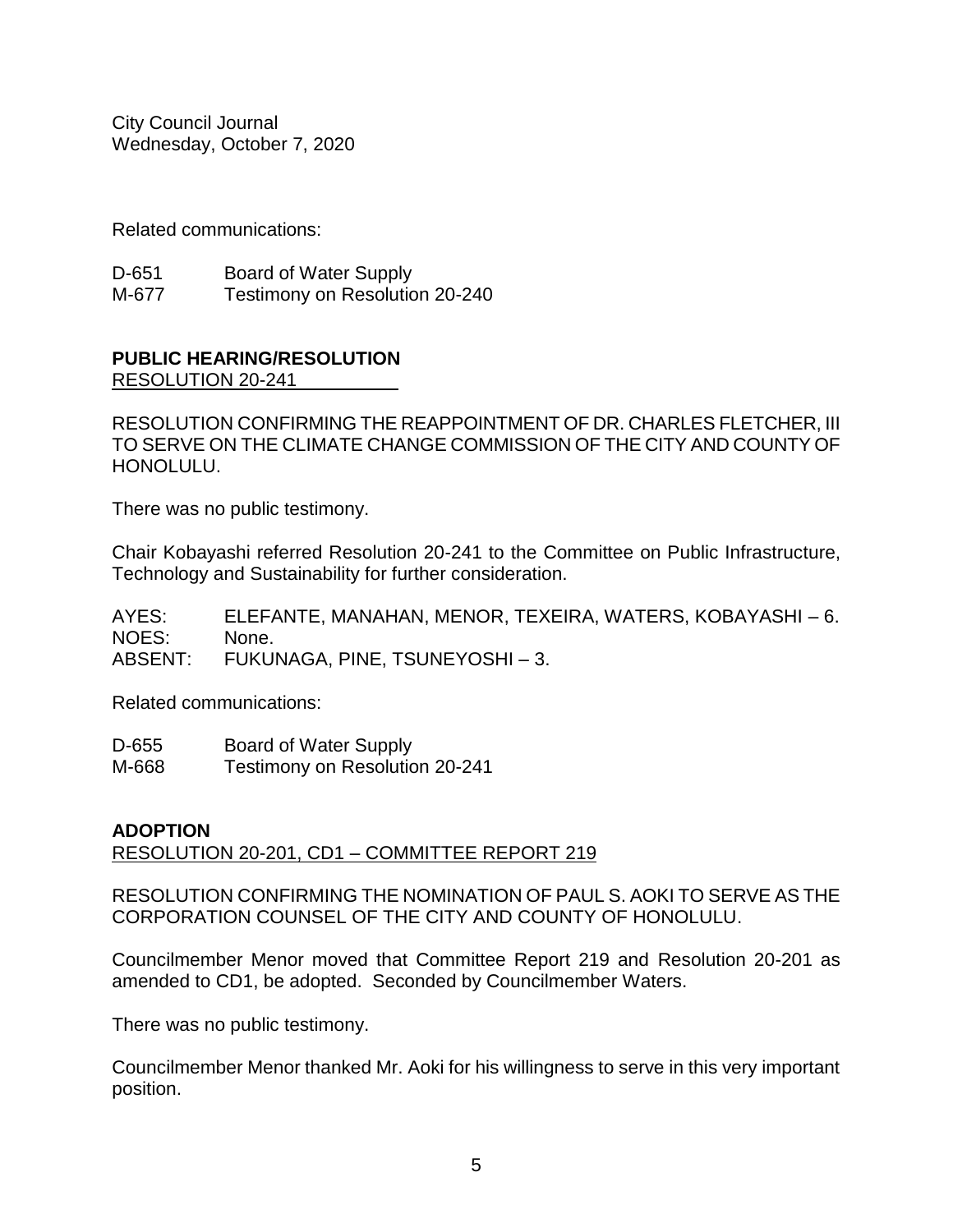Related communications:

D-651 Board of Water Supply
M-677 Testimony on Resolution 20-240

**PUBLIC HEARING/RESOLUTION**
RESOLUTION 20-241

RESOLUTION CONFIRMING THE REAPPOINTMENT OF DR. CHARLES FLETCHER, III TO SERVE ON THE CLIMATE CHANGE COMMISSION OF THE CITY AND COUNTY OF HONOLULU.

There was no public testimony.

Chair Kobayashi referred Resolution 20-241 to the Committee on Public Infrastructure, Technology and Sustainability for further consideration.

AYES: ELEFANTE, MANAHAN, MENOR, TEXEIRA, WATERS, KOBAYASHI – 6.
NOES: None.
ABSENT: FUKUNAGA, PINE, TSUNEYOSHI – 3.

Related communications:

D-655 Board of Water Supply
M-668 Testimony on Resolution 20-241

**ADOPTION**
RESOLUTION 20-201, CD1 – COMMITTEE REPORT 219

RESOLUTION CONFIRMING THE NOMINATION OF PAUL S. AOKI TO SERVE AS THE CORPORATION COUNSEL OF THE CITY AND COUNTY OF HONOLULU.

Councilmember Menor moved that Committee Report 219 and Resolution 20-201 as amended to CD1, be adopted. Seconded by Councilmember Waters.

There was no public testimony.

Councilmember Menor thanked Mr. Aoki for his willingness to serve in this very important position.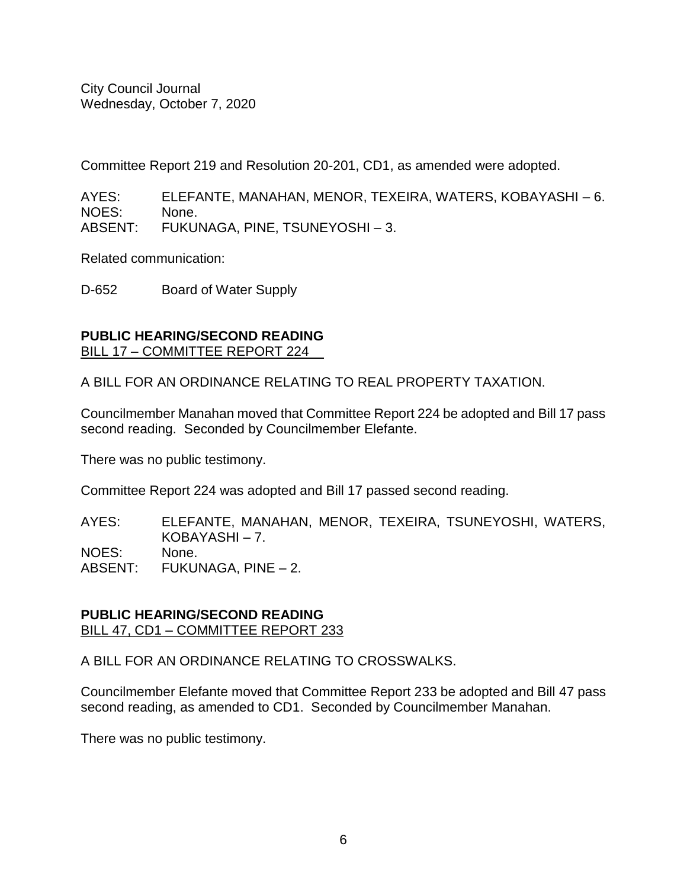Committee Report 219 and Resolution 20-201, CD1, as amended were adopted.

AYES: ELEFANTE, MANAHAN, MENOR, TEXEIRA, WATERS, KOBAYASHI – 6.
NOES: None.
ABSENT: FUKUNAGA, PINE, TSUNEYOSHI – 3.

Related communication:

D-652 Board of Water Supply

**PUBLIC HEARING/SECOND READING**
BILL 17 – COMMITTEE REPORT 224

A BILL FOR AN ORDINANCE RELATING TO REAL PROPERTY TAXATION.

Councilmember Manahan moved that Committee Report 224 be adopted and Bill 17 pass second reading. Seconded by Councilmember Elefante.

There was no public testimony.

Committee Report 224 was adopted and Bill 17 passed second reading.

AYES: ELEFANTE, MANAHAN, MENOR, TEXEIRA, TSUNEYOSHI, WATERS, KOBAYASHI – 7.
NOES: None.
ABSENT: FUKUNAGA, PINE – 2.

**PUBLIC HEARING/SECOND READING**
BILL 47, CD1 – COMMITTEE REPORT 233

A BILL FOR AN ORDINANCE RELATING TO CROSSWALKS.

Councilmember Elefante moved that Committee Report 233 be adopted and Bill 47 pass second reading, as amended to CD1. Seconded by Councilmember Manahan.

There was no public testimony.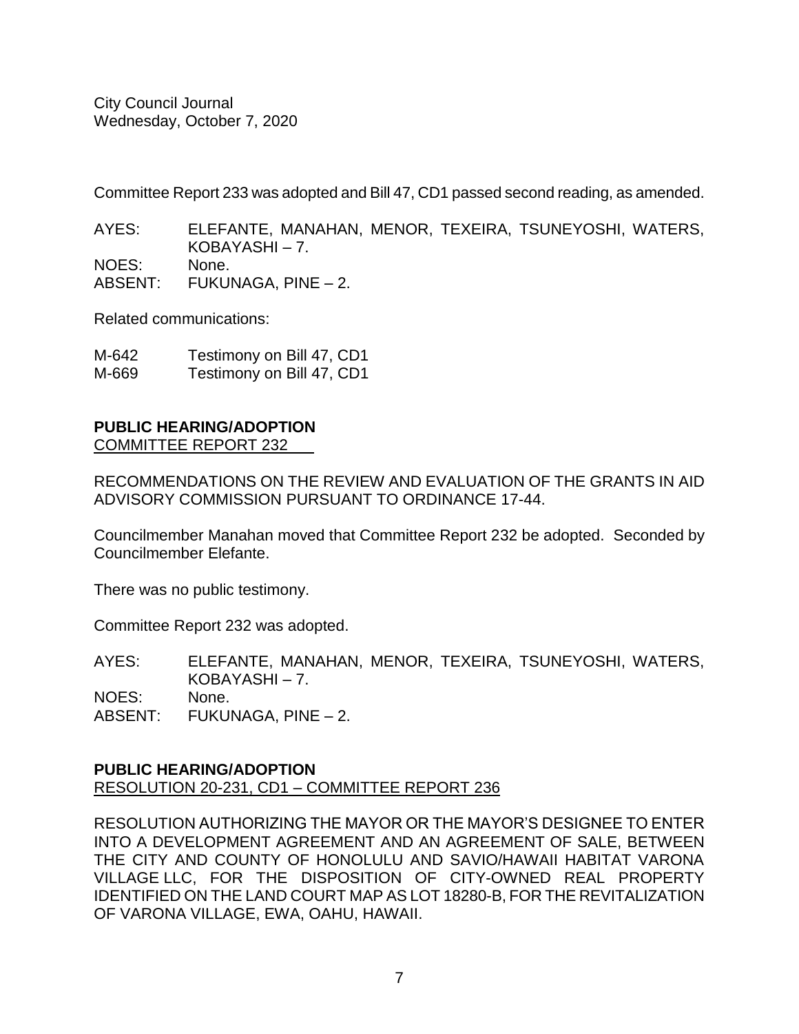Committee Report 233 was adopted and Bill 47, CD1 passed second reading, as amended.

AYES: ELEFANTE, MANAHAN, MENOR, TEXEIRA, TSUNEYOSHI, WATERS, KOBAYASHI – 7.
NOES: None.
ABSENT: FUKUNAGA, PINE – 2.

Related communications:

M-642 Testimony on Bill 47, CD1
M-669 Testimony on Bill 47, CD1

**PUBLIC HEARING/ADOPTION**
COMMITTEE REPORT 232

RECOMMENDATIONS ON THE REVIEW AND EVALUATION OF THE GRANTS IN AID ADVISORY COMMISSION PURSUANT TO ORDINANCE 17-44.

Councilmember Manahan moved that Committee Report 232 be adopted. Seconded by Councilmember Elefante.

There was no public testimony.

Committee Report 232 was adopted.

AYES: ELEFANTE, MANAHAN, MENOR, TEXEIRA, TSUNEYOSHI, WATERS, KOBAYASHI – 7.
NOES: None.
ABSENT: FUKUNAGA, PINE – 2.

**PUBLIC HEARING/ADOPTION**
RESOLUTION 20-231, CD1 – COMMITTEE REPORT 236

RESOLUTION AUTHORIZING THE MAYOR OR THE MAYOR'S DESIGNEE TO ENTER INTO A DEVELOPMENT AGREEMENT AND AN AGREEMENT OF SALE, BETWEEN THE CITY AND COUNTY OF HONOLULU AND SAVIO/HAWAII HABITAT VARONA VILLAGE LLC, FOR THE DISPOSITION OF CITY-OWNED REAL PROPERTY IDENTIFIED ON THE LAND COURT MAP AS LOT 18280-B, FOR THE REVITALIZATION OF VARONA VILLAGE, EWA, OAHU, HAWAII.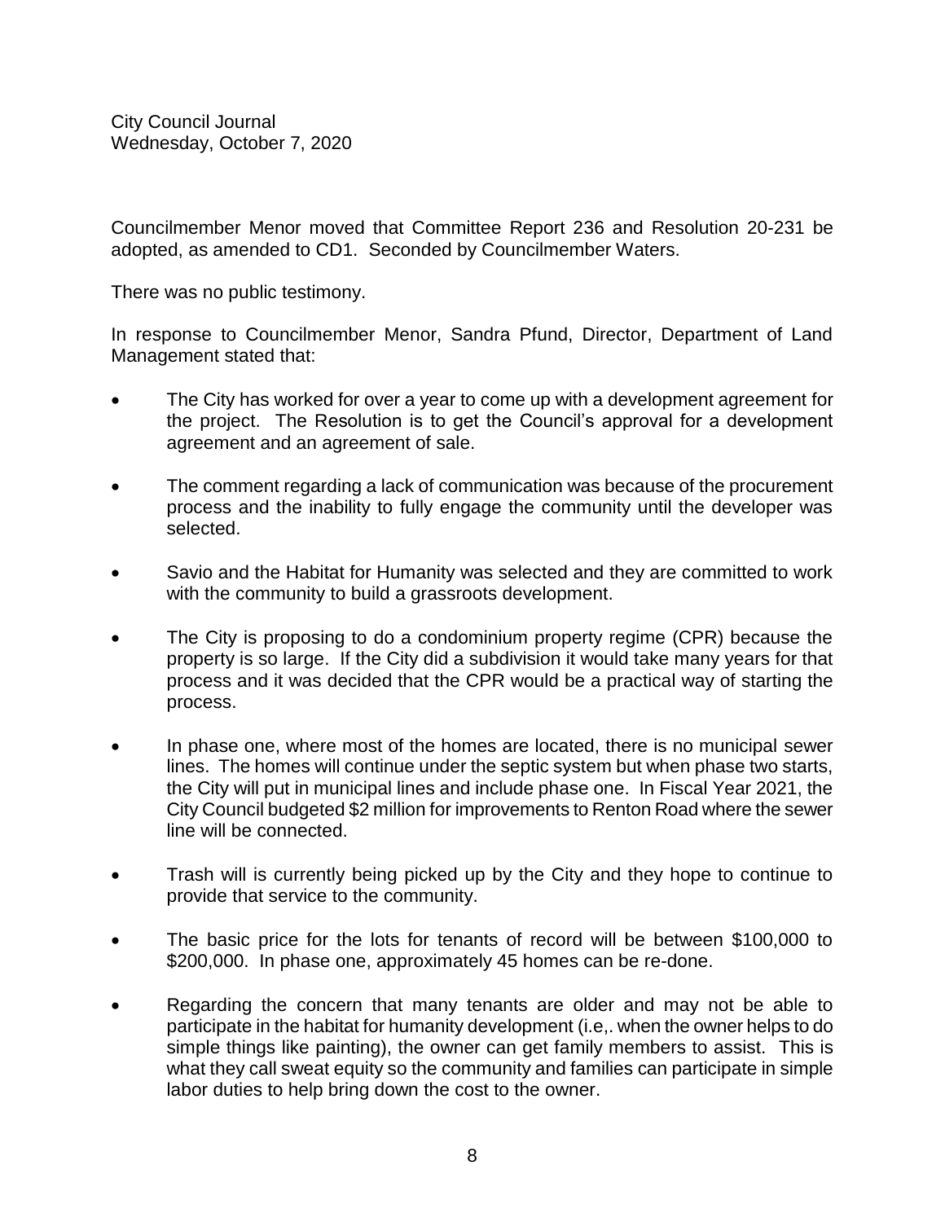Councilmember Menor moved that Committee Report 236 and Resolution 20-231 be adopted, as amended to CD1. Seconded by Councilmember Waters.

There was no public testimony.

In response to Councilmember Menor, Sandra Pfund, Director, Department of Land Management stated that:

- The City has worked for over a year to come up with a development agreement for the project. The Resolution is to get the Council's approval for a development agreement and an agreement of sale.
- The comment regarding a lack of communication was because of the procurement process and the inability to fully engage the community until the developer was selected.
- Savio and the Habitat for Humanity was selected and they are committed to work with the community to build a grassroots development.
- The City is proposing to do a condominium property regime (CPR) because the property is so large. If the City did a subdivision it would take many years for that process and it was decided that the CPR would be a practical way of starting the process.
- In phase one, where most of the homes are located, there is no municipal sewer lines. The homes will continue under the septic system but when phase two starts, the City will put in municipal lines and include phase one. In Fiscal Year 2021, the City Council budgeted $2 million for improvements to Renton Road where the sewer line will be connected.
- Trash will is currently being picked up by the City and they hope to continue to provide that service to the community.
- The basic price for the lots for tenants of record will be between $100,000 to $200,000. In phase one, approximately 45 homes can be re-done.
- Regarding the concern that many tenants are older and may not be able to participate in the habitat for humanity development (i.e,. when the owner helps to do simple things like painting), the owner can get family members to assist. This is what they call sweat equity so the community and families can participate in simple labor duties to help bring down the cost to the owner.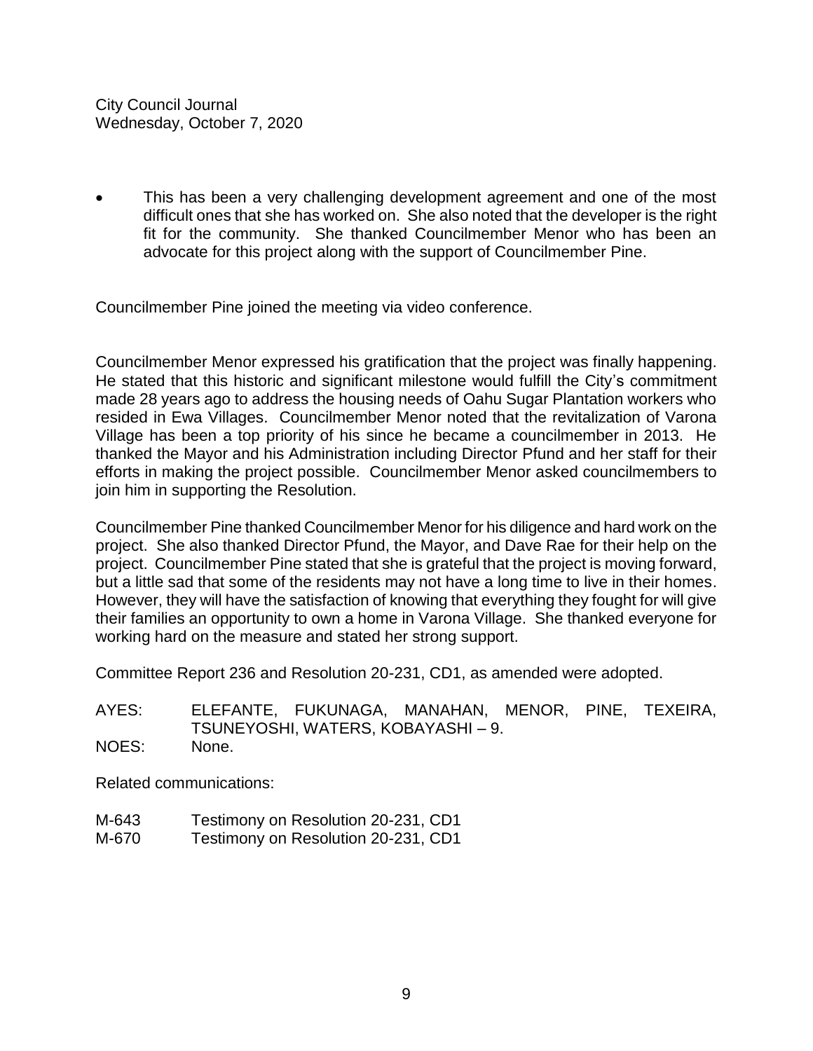- This has been a very challenging development agreement and one of the most difficult ones that she has worked on. She also noted that the developer is the right fit for the community. She thanked Councilmember Menor who has been an advocate for this project along with the support of Councilmember Pine.

Councilmember Pine joined the meeting via video conference.

Councilmember Menor expressed his gratification that the project was finally happening. He stated that this historic and significant milestone would fulfill the City's commitment made 28 years ago to address the housing needs of Oahu Sugar Plantation workers who resided in Ewa Villages. Councilmember Menor noted that the revitalization of Varona Village has been a top priority of his since he became a councilmember in 2013. He thanked the Mayor and his Administration including Director Pfund and her staff for their efforts in making the project possible. Councilmember Menor asked councilmembers to join him in supporting the Resolution.

Councilmember Pine thanked Councilmember Menor for his diligence and hard work on the project. She also thanked Director Pfund, the Mayor, and Dave Rae for their help on the project. Councilmember Pine stated that she is grateful that the project is moving forward, but a little sad that some of the residents may not have a long time to live in their homes. However, they will have the satisfaction of knowing that everything they fought for will give their families an opportunity to own a home in Varona Village. She thanked everyone for working hard on the measure and stated her strong support.

Committee Report 236 and Resolution 20-231, CD1, as amended were adopted.

AYES: ELEFANTE, FUKUNAGA, MANAHAN, MENOR, PINE, TEXEIRA, TSUNEYOSHI, WATERS, KOBAYASHI – 9.
NOES: None.

Related communications:

M-643 Testimony on Resolution 20-231, CD1
M-670 Testimony on Resolution 20-231, CD1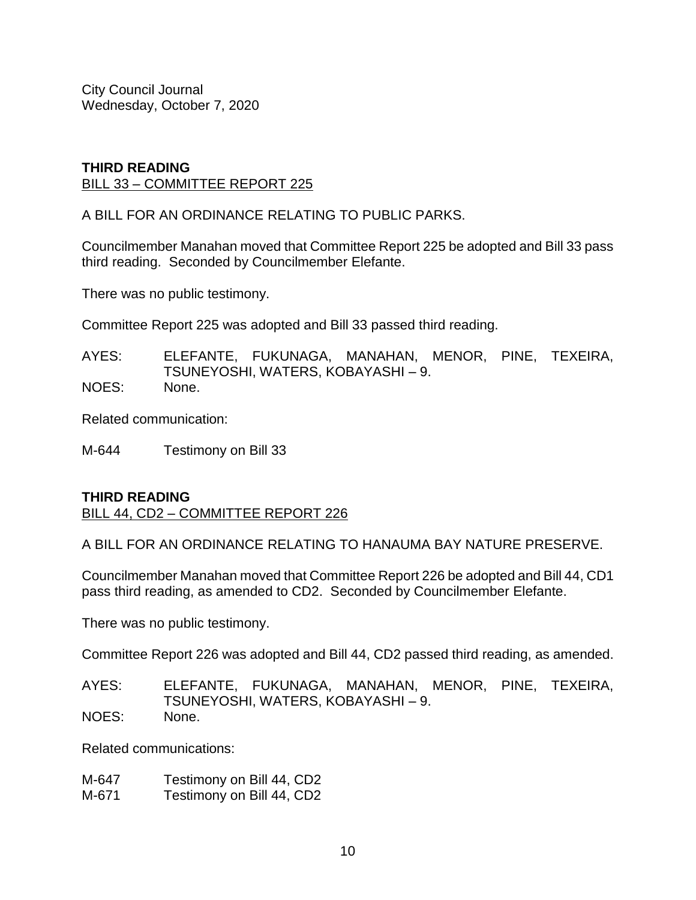City Council Journal
Wednesday, October 7, 2020

**THIRD READING**
BILL 33 – COMMITTEE REPORT 225

A BILL FOR AN ORDINANCE RELATING TO PUBLIC PARKS.

Councilmember Manahan moved that Committee Report 225 be adopted and Bill 33 pass third reading. Seconded by Councilmember Elefante.

There was no public testimony.

Committee Report 225 was adopted and Bill 33 passed third reading.

AYES: ELEFANTE, FUKUNAGA, MANAHAN, MENOR, PINE, TEXEIRA, TSUNEYOSHI, WATERS, KOBAYASHI – 9.
NOES: None.

Related communication:

M-644 Testimony on Bill 33

**THIRD READING**
BILL 44, CD2 – COMMITTEE REPORT 226

A BILL FOR AN ORDINANCE RELATING TO HANAUMA BAY NATURE PRESERVE.

Councilmember Manahan moved that Committee Report 226 be adopted and Bill 44, CD1 pass third reading, as amended to CD2. Seconded by Councilmember Elefante.

There was no public testimony.

Committee Report 226 was adopted and Bill 44, CD2 passed third reading, as amended.

AYES: ELEFANTE, FUKUNAGA, MANAHAN, MENOR, PINE, TEXEIRA, TSUNEYOSHI, WATERS, KOBAYASHI – 9.
NOES: None.

Related communications:

M-647 Testimony on Bill 44, CD2
M-671 Testimony on Bill 44, CD2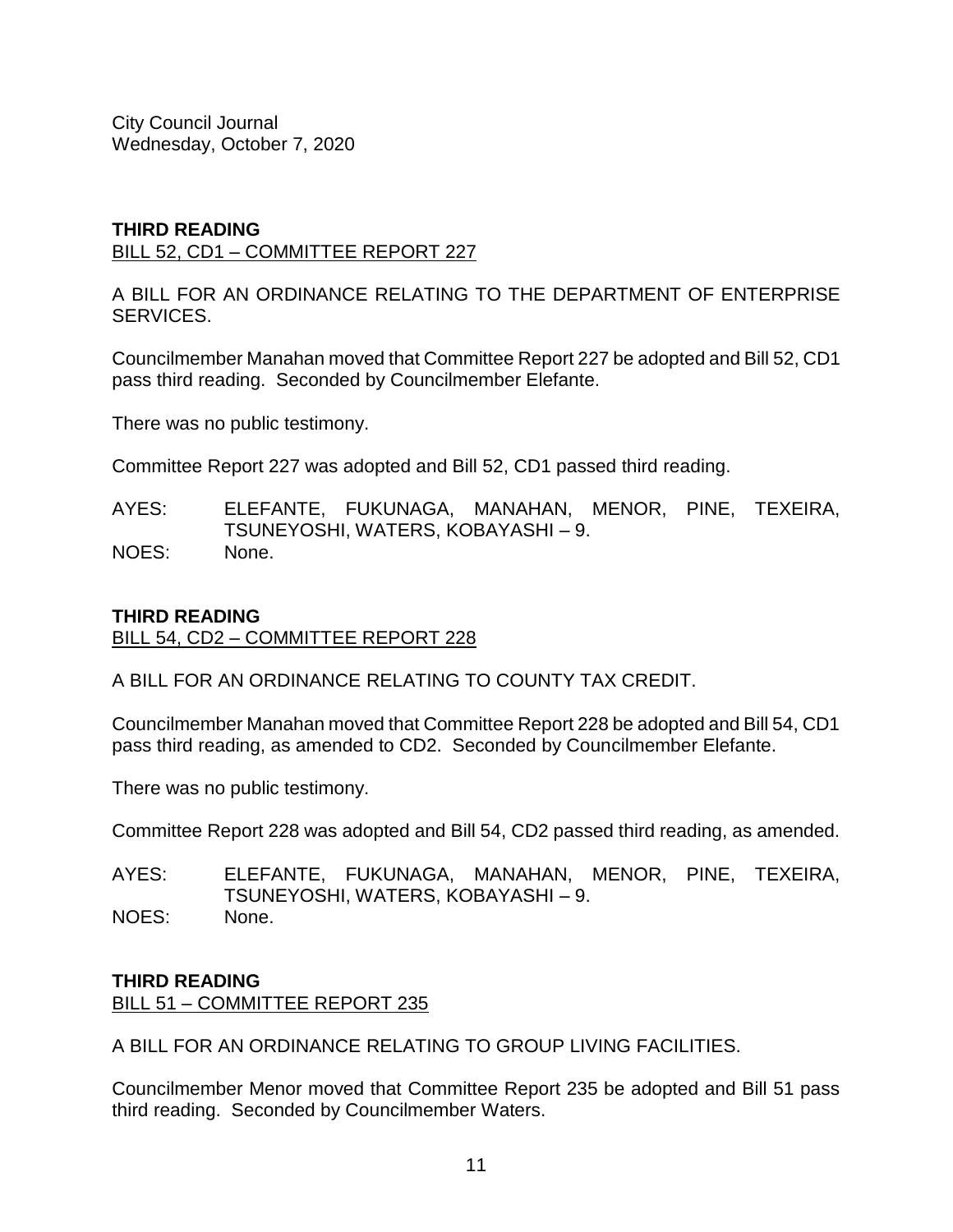City Council Journal
Wednesday, October 7, 2020

**THIRD READING**
BILL 52, CD1 – COMMITTEE REPORT 227

A BILL FOR AN ORDINANCE RELATING TO THE DEPARTMENT OF ENTERPRISE SERVICES.

Councilmember Manahan moved that Committee Report 227 be adopted and Bill 52, CD1 pass third reading. Seconded by Councilmember Elefante.

There was no public testimony.

Committee Report 227 was adopted and Bill 52, CD1 passed third reading.

AYES: ELEFANTE, FUKUNAGA, MANAHAN, MENOR, PINE, TEXEIRA, TSUNEYOSHI, WATERS, KOBAYASHI – 9.
NOES: None.

**THIRD READING**
BILL 54, CD2 – COMMITTEE REPORT 228

A BILL FOR AN ORDINANCE RELATING TO COUNTY TAX CREDIT.

Councilmember Manahan moved that Committee Report 228 be adopted and Bill 54, CD1 pass third reading, as amended to CD2. Seconded by Councilmember Elefante.

There was no public testimony.

Committee Report 228 was adopted and Bill 54, CD2 passed third reading, as amended.

AYES: ELEFANTE, FUKUNAGA, MANAHAN, MENOR, PINE, TEXEIRA, TSUNEYOSHI, WATERS, KOBAYASHI – 9.
NOES: None.

**THIRD READING**
BILL 51 – COMMITTEE REPORT 235

A BILL FOR AN ORDINANCE RELATING TO GROUP LIVING FACILITIES.

Councilmember Menor moved that Committee Report 235 be adopted and Bill 51 pass third reading. Seconded by Councilmember Waters.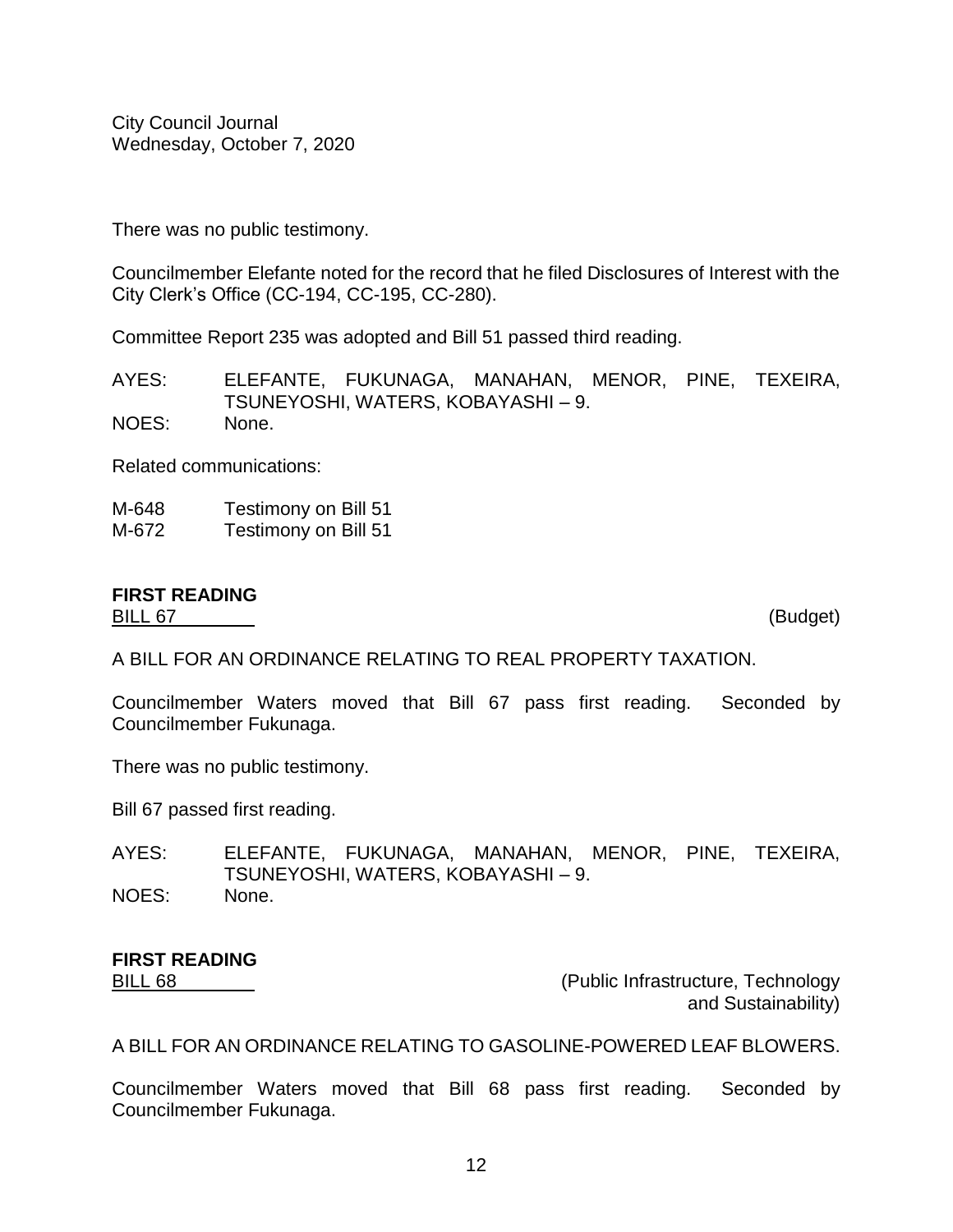There was no public testimony.

Councilmember Elefante noted for the record that he filed Disclosures of Interest with the City Clerk's Office (CC-194, CC-195, CC-280).

Committee Report 235 was adopted and Bill 51 passed third reading.

AYES: ELEFANTE, FUKUNAGA, MANAHAN, MENOR, PINE, TEXEIRA, TSUNEYOSHI, WATERS, KOBAYASHI – 9.
NOES: None.

Related communications:

M-648 Testimony on Bill 51
M-672 Testimony on Bill 51

**FIRST READING**
BILL 67 (Budget)

A BILL FOR AN ORDINANCE RELATING TO REAL PROPERTY TAXATION.

Councilmember Waters moved that Bill 67 pass first reading. Seconded by Councilmember Fukunaga.

There was no public testimony.

Bill 67 passed first reading.

AYES: ELEFANTE, FUKUNAGA, MANAHAN, MENOR, PINE, TEXEIRA, TSUNEYOSHI, WATERS, KOBAYASHI – 9.
NOES: None.

**FIRST READING**
BILL 68 (Public Infrastructure, Technology and Sustainability)

A BILL FOR AN ORDINANCE RELATING TO GASOLINE-POWERED LEAF BLOWERS.

Councilmember Waters moved that Bill 68 pass first reading. Seconded by Councilmember Fukunaga.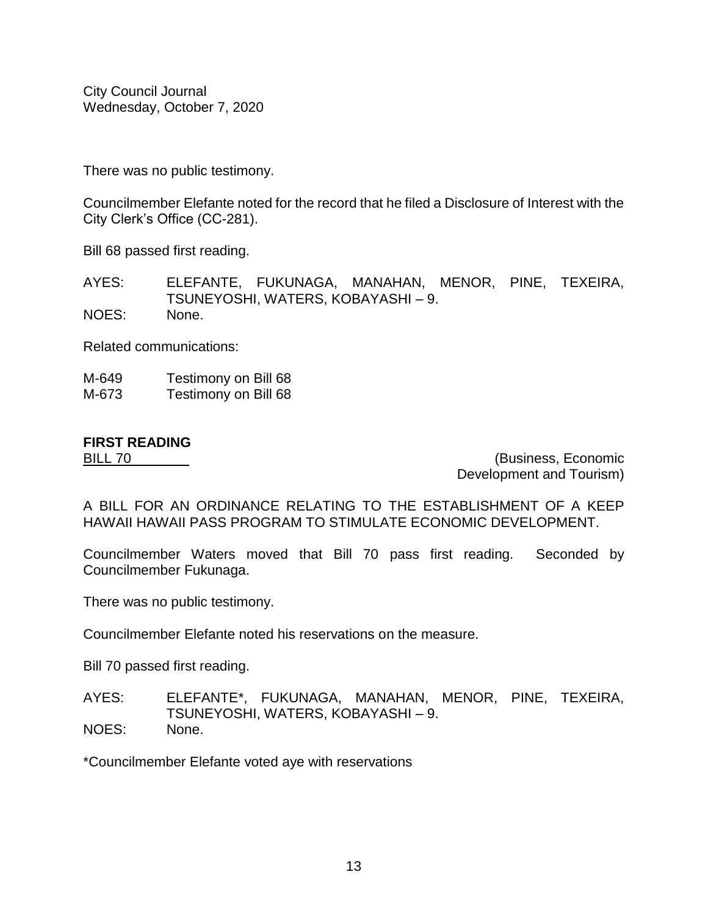There was no public testimony.

Councilmember Elefante noted for the record that he filed a Disclosure of Interest with the City Clerk's Office (CC-281).

Bill 68 passed first reading.

AYES: ELEFANTE, FUKUNAGA, MANAHAN, MENOR, PINE, TEXEIRA, TSUNEYOSHI, WATERS, KOBAYASHI – 9.
NOES: None.

Related communications:

M-649 Testimony on Bill 68
M-673 Testimony on Bill 68

**FIRST READING**

BILL 70 (Business, Economic Development and Tourism)

A BILL FOR AN ORDINANCE RELATING TO THE ESTABLISHMENT OF A KEEP HAWAII HAWAII PASS PROGRAM TO STIMULATE ECONOMIC DEVELOPMENT.

Councilmember Waters moved that Bill 70 pass first reading. Seconded by Councilmember Fukunaga.

There was no public testimony.

Councilmember Elefante noted his reservations on the measure.

Bill 70 passed first reading.

AYES: ELEFANTE*, FUKUNAGA, MANAHAN, MENOR, PINE, TEXEIRA, TSUNEYOSHI, WATERS, KOBAYASHI – 9.
NOES: None.

*Councilmember Elefante voted aye with reservations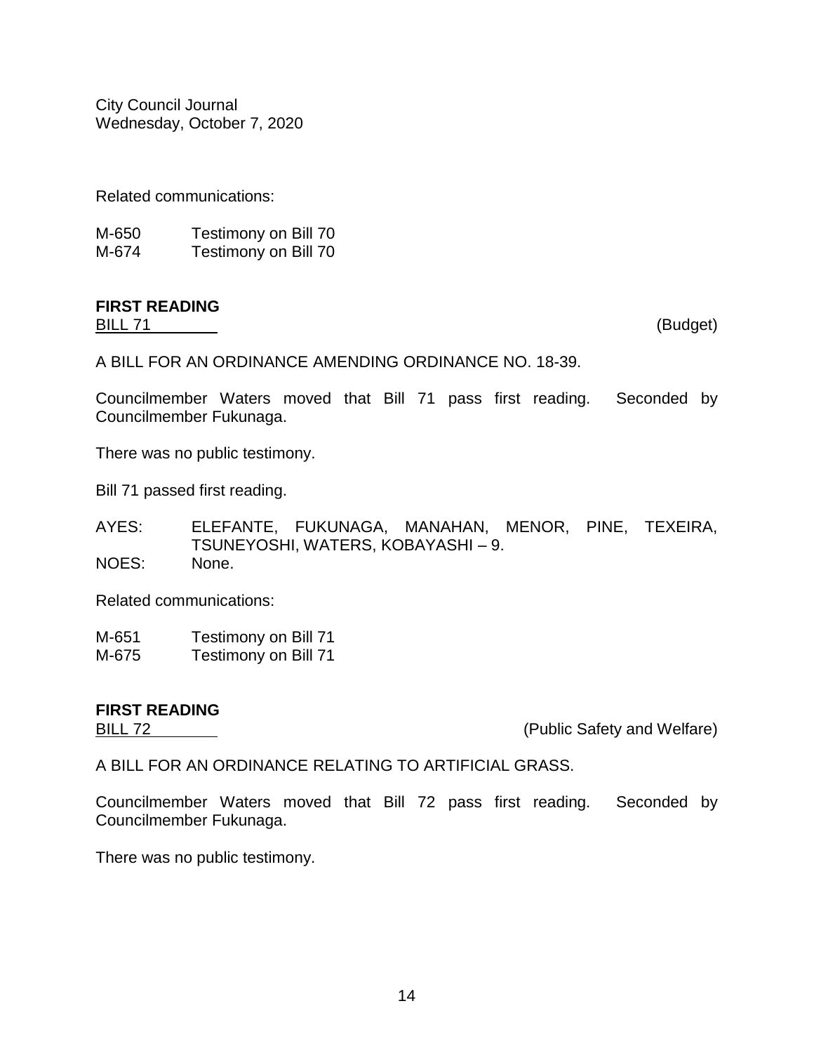Related communications:

M-650 Testimony on Bill 70
M-674 Testimony on Bill 70

**FIRST READING**
BILL 71 (Budget)

A BILL FOR AN ORDINANCE AMENDING ORDINANCE NO. 18-39.

Councilmember Waters moved that Bill 71 pass first reading. Seconded by Councilmember Fukunaga.

There was no public testimony.

Bill 71 passed first reading.

AYES: ELEFANTE, FUKUNAGA, MANAHAN, MENOR, PINE, TEXEIRA, TSUNEYOSHI, WATERS, KOBAYASHI – 9.
NOES: None.

Related communications:

M-651 Testimony on Bill 71
M-675 Testimony on Bill 71

**FIRST READING**
BILL 72 (Public Safety and Welfare)

A BILL FOR AN ORDINANCE RELATING TO ARTIFICIAL GRASS.

Councilmember Waters moved that Bill 72 pass first reading. Seconded by Councilmember Fukunaga.

There was no public testimony.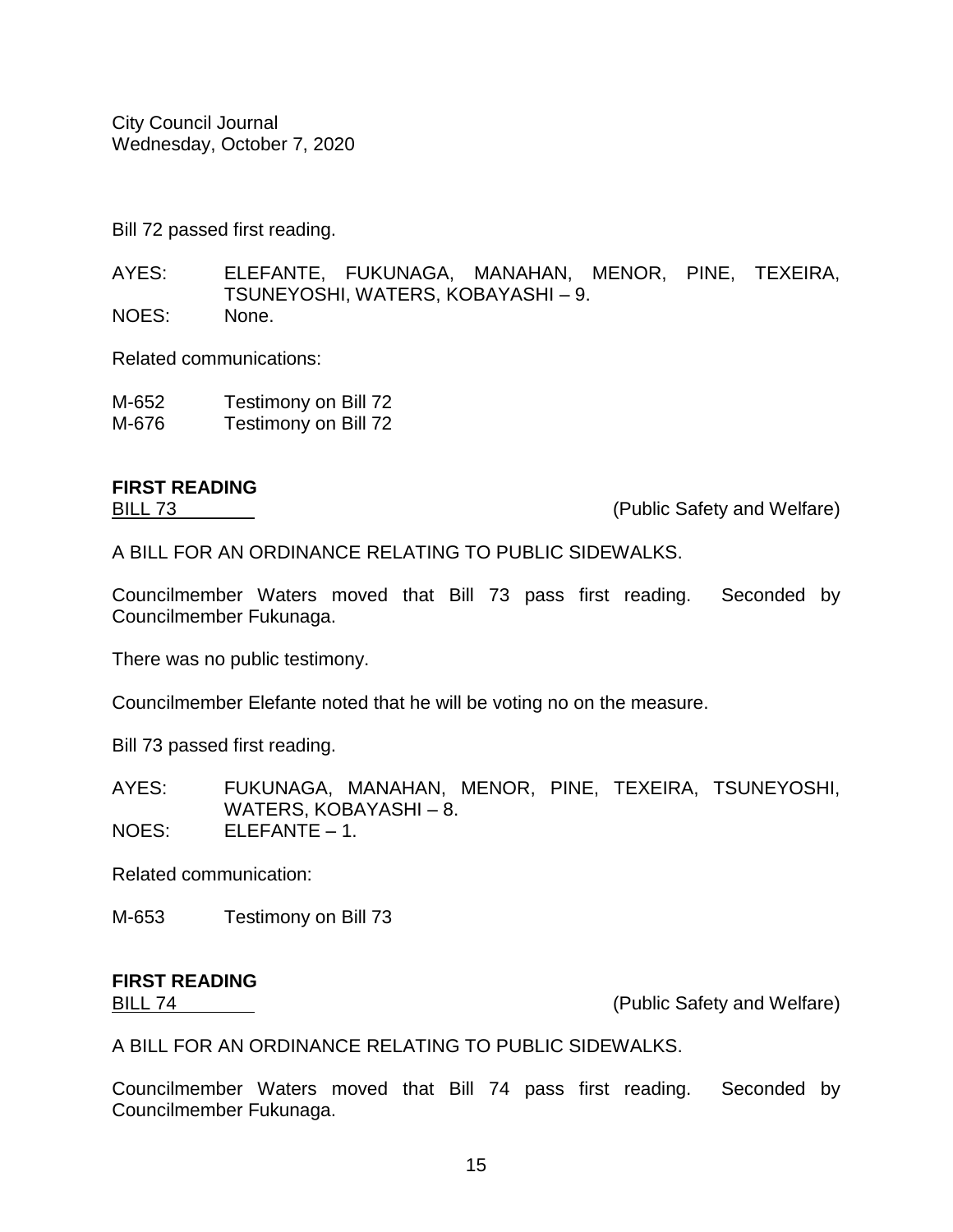Bill 72 passed first reading.

AYES: ELEFANTE, FUKUNAGA, MANAHAN, MENOR, PINE, TEXEIRA, TSUNEYOSHI, WATERS, KOBAYASHI – 9.
NOES: None.

Related communications:

M-652 Testimony on Bill 72
M-676 Testimony on Bill 72

**FIRST READING**
BILL 73 (Public Safety and Welfare)

A BILL FOR AN ORDINANCE RELATING TO PUBLIC SIDEWALKS.

Councilmember Waters moved that Bill 73 pass first reading. Seconded by Councilmember Fukunaga.

There was no public testimony.

Councilmember Elefante noted that he will be voting no on the measure.

Bill 73 passed first reading.

AYES: FUKUNAGA, MANAHAN, MENOR, PINE, TEXEIRA, TSUNEYOSHI, WATERS, KOBAYASHI – 8.
NOES: ELEFANTE – 1.

Related communication:

M-653 Testimony on Bill 73

**FIRST READING**
BILL 74 (Public Safety and Welfare)

A BILL FOR AN ORDINANCE RELATING TO PUBLIC SIDEWALKS.

Councilmember Waters moved that Bill 74 pass first reading. Seconded by Councilmember Fukunaga.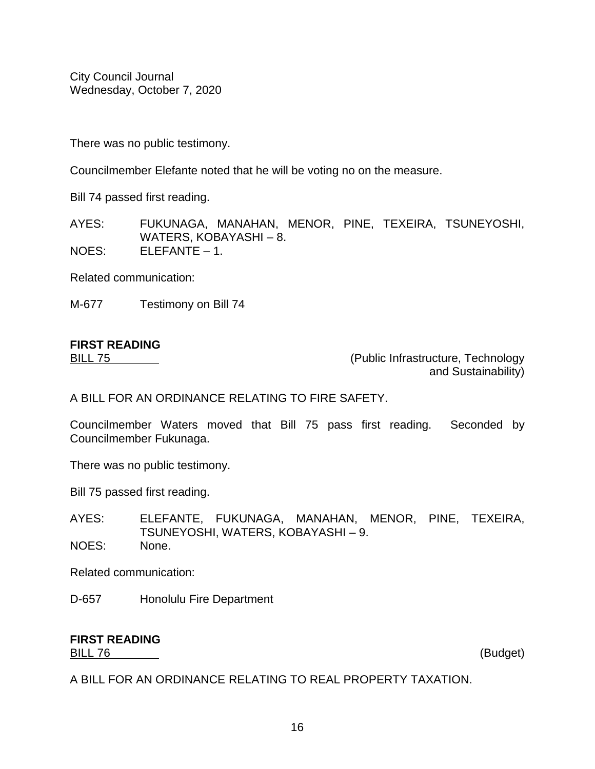There was no public testimony.

Councilmember Elefante noted that he will be voting no on the measure.

Bill 74 passed first reading.

AYES: FUKUNAGA, MANAHAN, MENOR, PINE, TEXEIRA, TSUNEYOSHI, WATERS, KOBAYASHI – 8.
NOES: ELEFANTE – 1.

Related communication:

M-677 Testimony on Bill 74

**FIRST READING**
BILL 75 (Public Infrastructure, Technology and Sustainability)

A BILL FOR AN ORDINANCE RELATING TO FIRE SAFETY.

Councilmember Waters moved that Bill 75 pass first reading. Seconded by Councilmember Fukunaga.

There was no public testimony.

Bill 75 passed first reading.

AYES: ELEFANTE, FUKUNAGA, MANAHAN, MENOR, PINE, TEXEIRA, TSUNEYOSHI, WATERS, KOBAYASHI – 9.
NOES: None.

Related communication:

D-657 Honolulu Fire Department

**FIRST READING**
BILL 76 (Budget)

A BILL FOR AN ORDINANCE RELATING TO REAL PROPERTY TAXATION.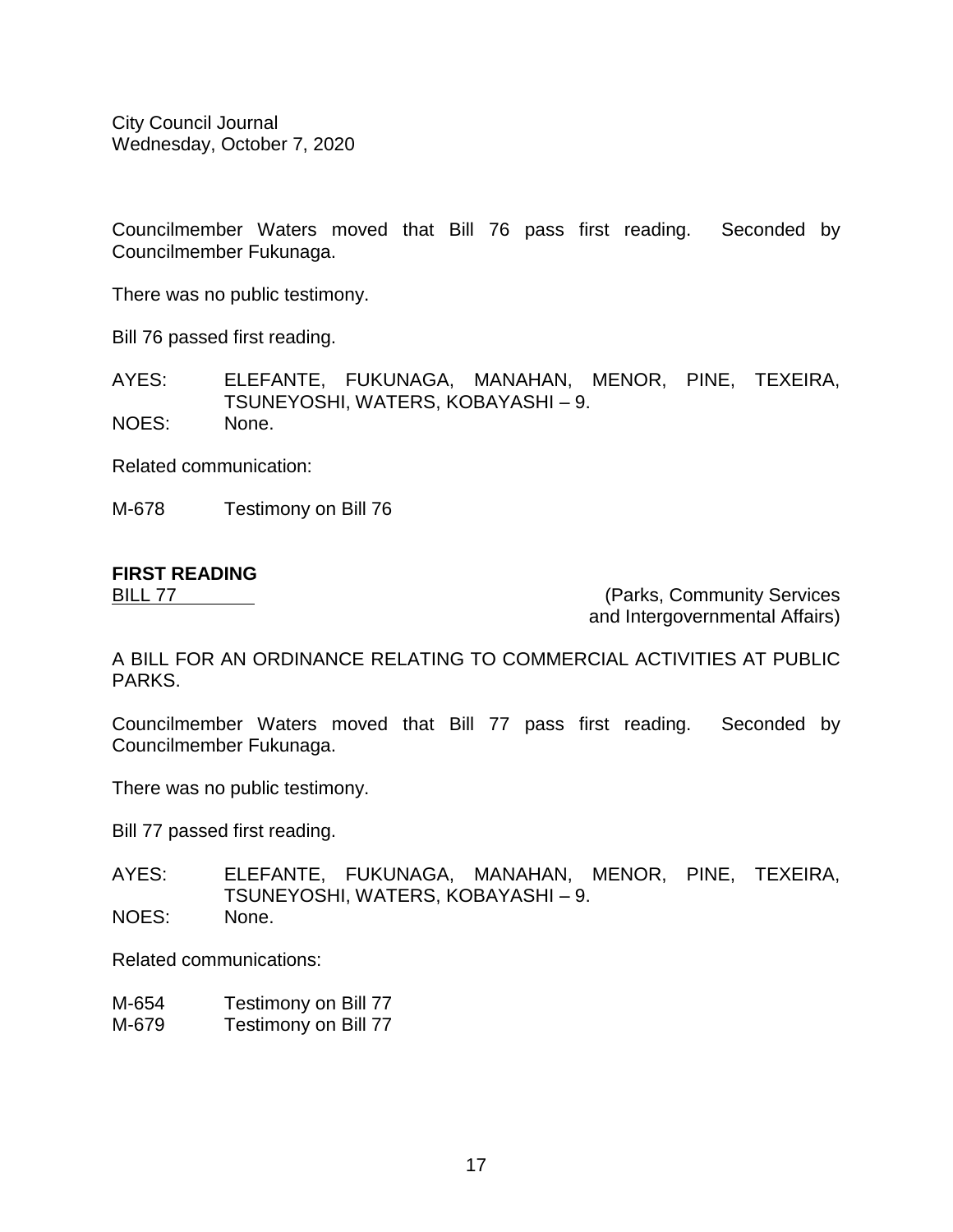Councilmember Waters moved that Bill 76 pass first reading. Seconded by Councilmember Fukunaga.

There was no public testimony.

Bill 76 passed first reading.

AYES: ELEFANTE, FUKUNAGA, MANAHAN, MENOR, PINE, TEXEIRA, TSUNEYOSHI, WATERS, KOBAYASHI – 9.
NOES: None.

Related communication:

M-678 Testimony on Bill 76

**FIRST READING**

BILL 77 (Parks, Community Services and Intergovernmental Affairs)

A BILL FOR AN ORDINANCE RELATING TO COMMERCIAL ACTIVITIES AT PUBLIC PARKS.

Councilmember Waters moved that Bill 77 pass first reading. Seconded by Councilmember Fukunaga.

There was no public testimony.

Bill 77 passed first reading.

AYES: ELEFANTE, FUKUNAGA, MANAHAN, MENOR, PINE, TEXEIRA, TSUNEYOSHI, WATERS, KOBAYASHI – 9.
NOES: None.

Related communications:

M-654 Testimony on Bill 77
M-679 Testimony on Bill 77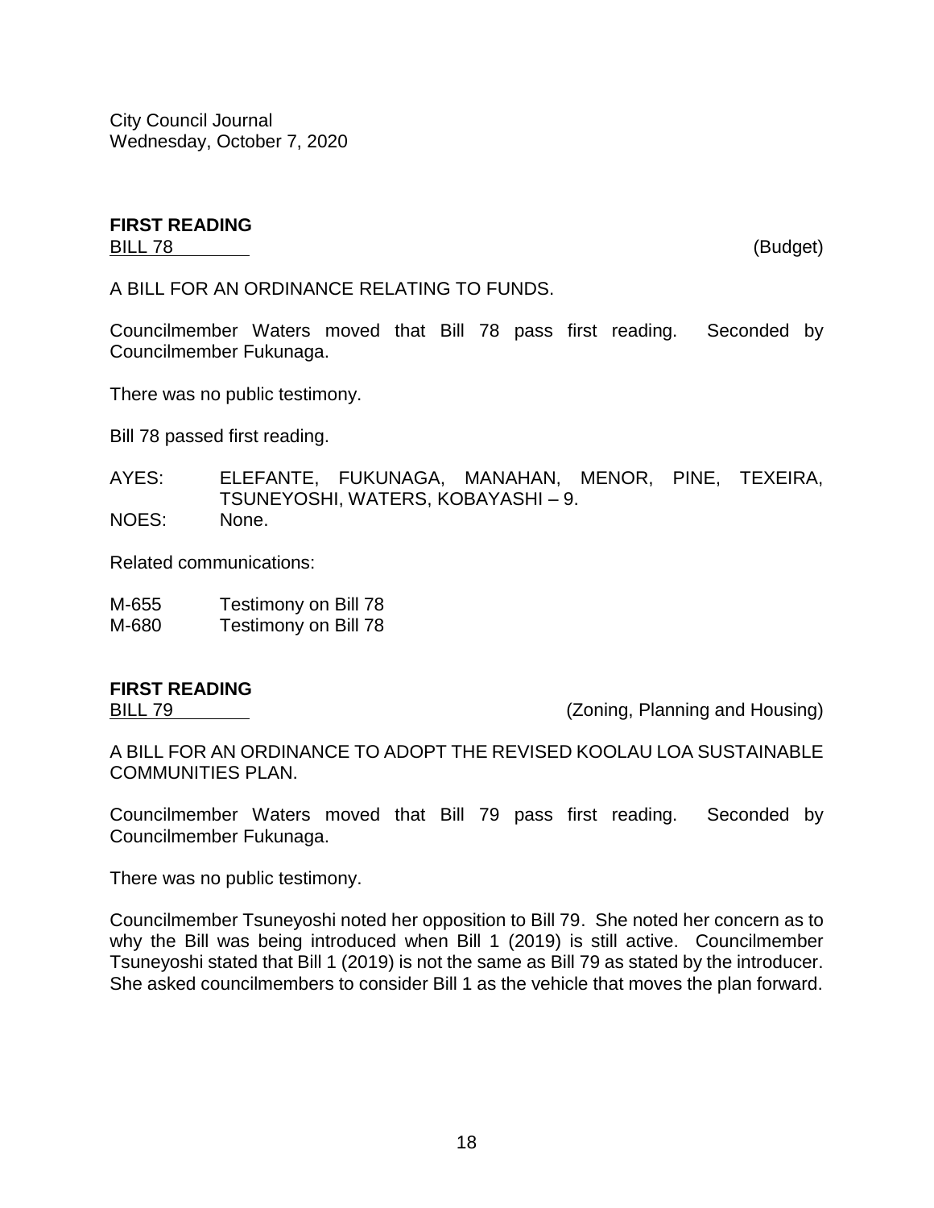City Council Journal
Wednesday, October 7, 2020

**FIRST READING**
BILL 78 (Budget)

A BILL FOR AN ORDINANCE RELATING TO FUNDS.

Councilmember Waters moved that Bill 78 pass first reading. Seconded by Councilmember Fukunaga.

There was no public testimony.

Bill 78 passed first reading.

AYES: ELEFANTE, FUKUNAGA, MANAHAN, MENOR, PINE, TEXEIRA, TSUNEYOSHI, WATERS, KOBAYASHI – 9.
NOES: None.

Related communications:

M-655 Testimony on Bill 78
M-680 Testimony on Bill 78

**FIRST READING**
BILL 79 (Zoning, Planning and Housing)

A BILL FOR AN ORDINANCE TO ADOPT THE REVISED KOOLAU LOA SUSTAINABLE COMMUNITIES PLAN.

Councilmember Waters moved that Bill 79 pass first reading. Seconded by Councilmember Fukunaga.

There was no public testimony.

Councilmember Tsuneyoshi noted her opposition to Bill 79. She noted her concern as to why the Bill was being introduced when Bill 1 (2019) is still active. Councilmember Tsuneyoshi stated that Bill 1 (2019) is not the same as Bill 79 as stated by the introducer. She asked councilmembers to consider Bill 1 as the vehicle that moves the plan forward.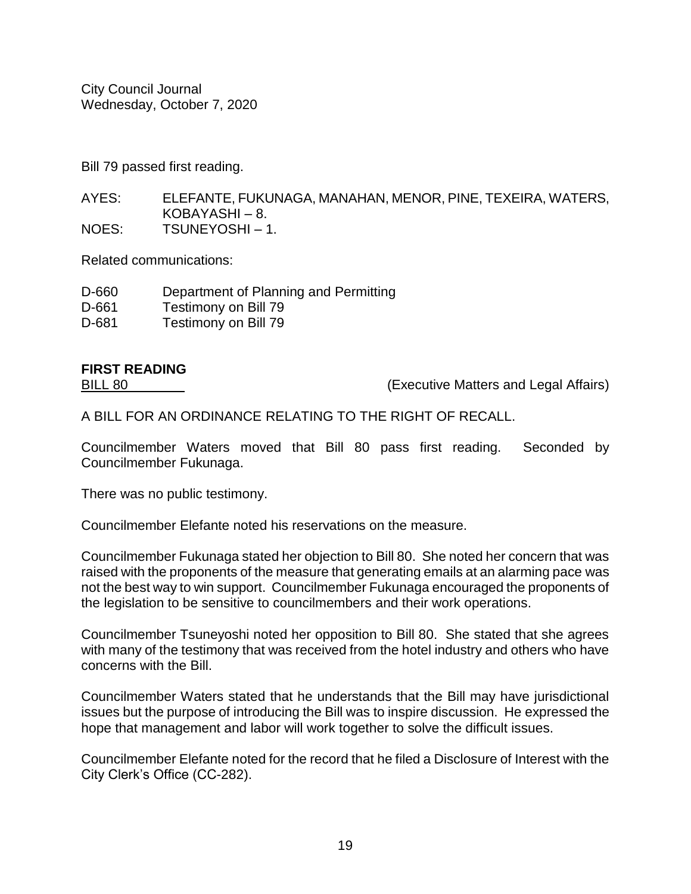Bill 79 passed first reading.

AYES: ELEFANTE, FUKUNAGA, MANAHAN, MENOR, PINE, TEXEIRA, WATERS, KOBAYASHI – 8.
NOES: TSUNEYOSHI – 1.

Related communications:

D-660 Department of Planning and Permitting
D-661 Testimony on Bill 79
D-681 Testimony on Bill 79

**FIRST READING**
BILL 80 (Executive Matters and Legal Affairs)

A BILL FOR AN ORDINANCE RELATING TO THE RIGHT OF RECALL.

Councilmember Waters moved that Bill 80 pass first reading. Seconded by Councilmember Fukunaga.

There was no public testimony.

Councilmember Elefante noted his reservations on the measure.

Councilmember Fukunaga stated her objection to Bill 80. She noted her concern that was raised with the proponents of the measure that generating emails at an alarming pace was not the best way to win support. Councilmember Fukunaga encouraged the proponents of the legislation to be sensitive to councilmembers and their work operations.

Councilmember Tsuneyoshi noted her opposition to Bill 80. She stated that she agrees with many of the testimony that was received from the hotel industry and others who have concerns with the Bill.

Councilmember Waters stated that he understands that the Bill may have jurisdictional issues but the purpose of introducing the Bill was to inspire discussion. He expressed the hope that management and labor will work together to solve the difficult issues.

Councilmember Elefante noted for the record that he filed a Disclosure of Interest with the City Clerk's Office (CC-282).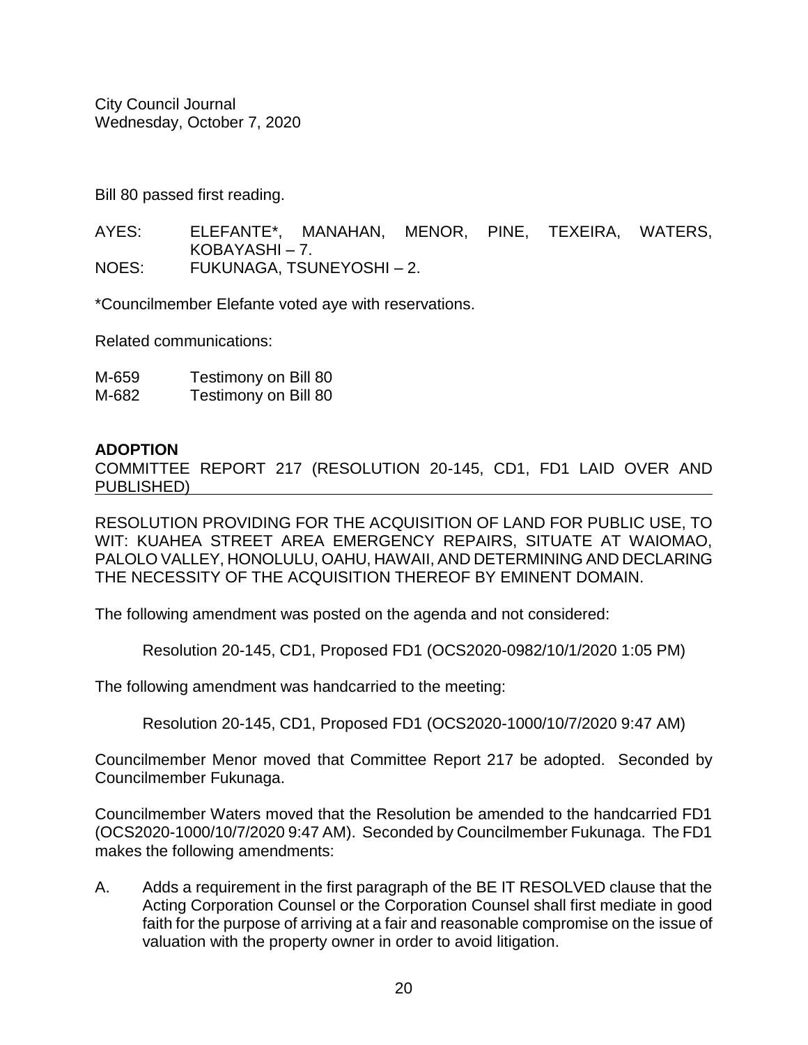Bill 80 passed first reading.

AYES: ELEFANTE*, MANAHAN, MENOR, PINE, TEXEIRA, WATERS, KOBAYASHI – 7.
NOES: FUKUNAGA, TSUNEYOSHI – 2.

*Councilmember Elefante voted aye with reservations.

Related communications:

M-659 Testimony on Bill 80
M-682 Testimony on Bill 80

**ADOPTION**
COMMITTEE REPORT 217 (RESOLUTION 20-145, CD1, FD1 LAID OVER AND PUBLISHED)

RESOLUTION PROVIDING FOR THE ACQUISITION OF LAND FOR PUBLIC USE, TO WIT: KUAHEA STREET AREA EMERGENCY REPAIRS, SITUATE AT WAIOMAO, PALOLO VALLEY, HONOLULU, OAHU, HAWAII, AND DETERMINING AND DECLARING THE NECESSITY OF THE ACQUISITION THEREOF BY EMINENT DOMAIN.

The following amendment was posted on the agenda and not considered:

Resolution 20-145, CD1, Proposed FD1 (OCS2020-0982/10/1/2020 1:05 PM)

The following amendment was handcarried to the meeting:

Resolution 20-145, CD1, Proposed FD1 (OCS2020-1000/10/7/2020 9:47 AM)

Councilmember Menor moved that Committee Report 217 be adopted. Seconded by Councilmember Fukunaga.

Councilmember Waters moved that the Resolution be amended to the handcarried FD1 (OCS2020-1000/10/7/2020 9:47 AM). Seconded by Councilmember Fukunaga. The FD1 makes the following amendments:

A. Adds a requirement in the first paragraph of the BE IT RESOLVED clause that the Acting Corporation Counsel or the Corporation Counsel shall first mediate in good faith for the purpose of arriving at a fair and reasonable compromise on the issue of valuation with the property owner in order to avoid litigation.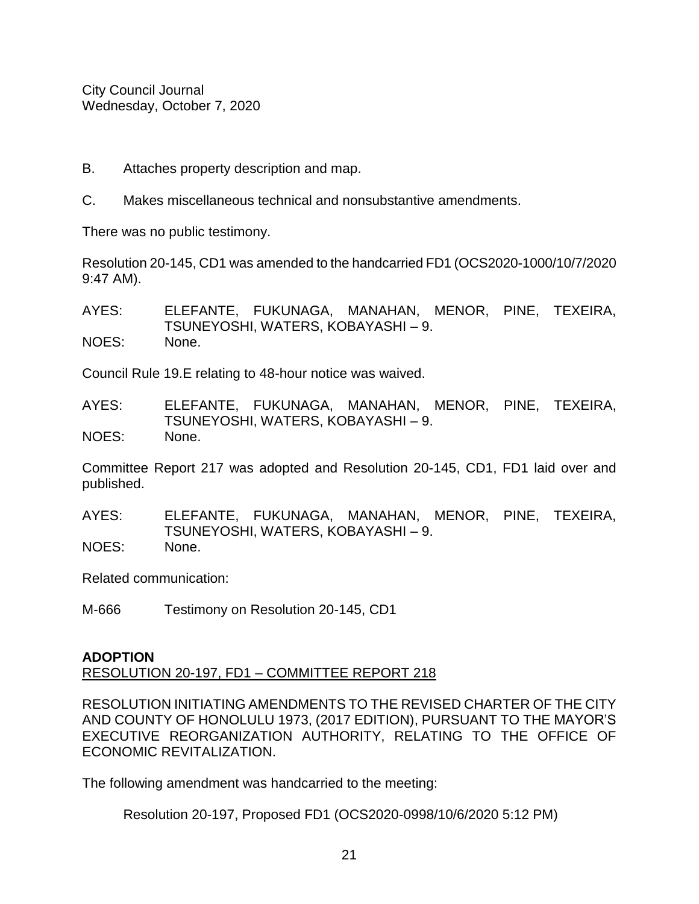B. Attaches property description and map.

C. Makes miscellaneous technical and nonsubstantive amendments.

There was no public testimony.

Resolution 20-145, CD1 was amended to the handcarried FD1 (OCS2020-1000/10/7/2020 9:47 AM).

AYES: ELEFANTE, FUKUNAGA, MANAHAN, MENOR, PINE, TEXEIRA, TSUNEYOSHI, WATERS, KOBAYASHI – 9.
NOES: None.

Council Rule 19.E relating to 48-hour notice was waived.

AYES: ELEFANTE, FUKUNAGA, MANAHAN, MENOR, PINE, TEXEIRA, TSUNEYOSHI, WATERS, KOBAYASHI – 9.
NOES: None.

Committee Report 217 was adopted and Resolution 20-145, CD1, FD1 laid over and published.

AYES: ELEFANTE, FUKUNAGA, MANAHAN, MENOR, PINE, TEXEIRA, TSUNEYOSHI, WATERS, KOBAYASHI – 9.
NOES: None.

Related communication:

M-666 Testimony on Resolution 20-145, CD1

**ADOPTION**
RESOLUTION 20-197, FD1 – COMMITTEE REPORT 218

RESOLUTION INITIATING AMENDMENTS TO THE REVISED CHARTER OF THE CITY AND COUNTY OF HONOLULU 1973, (2017 EDITION), PURSUANT TO THE MAYOR'S EXECUTIVE REORGANIZATION AUTHORITY, RELATING TO THE OFFICE OF ECONOMIC REVITALIZATION.

The following amendment was handcarried to the meeting:

Resolution 20-197, Proposed FD1 (OCS2020-0998/10/6/2020 5:12 PM)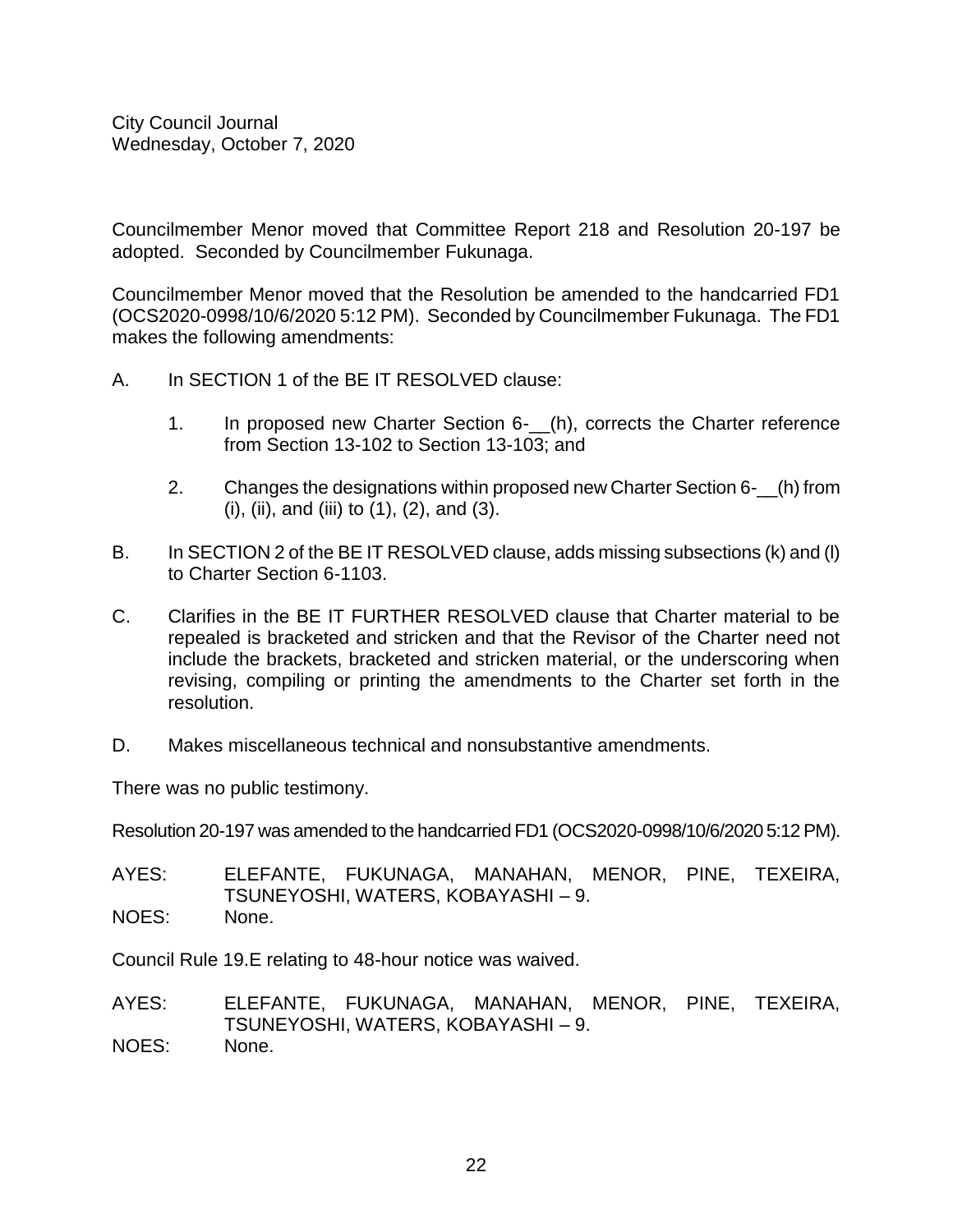Councilmember Menor moved that Committee Report 218 and Resolution 20-197 be adopted. Seconded by Councilmember Fukunaga.

Councilmember Menor moved that the Resolution be amended to the handcarried FD1 (OCS2020-0998/10/6/2020 5:12 PM). Seconded by Councilmember Fukunaga. The FD1 makes the following amendments:

A. In SECTION 1 of the BE IT RESOLVED clause:

   1. In proposed new Charter Section 6-__(h), corrects the Charter reference from Section 13-102 to Section 13-103; and

   2. Changes the designations within proposed new Charter Section 6-__(h) from (i), (ii), and (iii) to (1), (2), and (3).

B. In SECTION 2 of the BE IT RESOLVED clause, adds missing subsections (k) and (l) to Charter Section 6-1103.

C. Clarifies in the BE IT FURTHER RESOLVED clause that Charter material to be repealed is bracketed and stricken and that the Revisor of the Charter need not include the brackets, bracketed and stricken material, or the underscoring when revising, compiling or printing the amendments to the Charter set forth in the resolution.

D. Makes miscellaneous technical and nonsubstantive amendments.

There was no public testimony.

Resolution 20-197 was amended to the handcarried FD1 (OCS2020-0998/10/6/2020 5:12 PM).

AYES: ELEFANTE, FUKUNAGA, MANAHAN, MENOR, PINE, TEXEIRA, TSUNEYOSHI, WATERS, KOBAYASHI – 9.
NOES: None.

Council Rule 19.E relating to 48-hour notice was waived.

AYES: ELEFANTE, FUKUNAGA, MANAHAN, MENOR, PINE, TEXEIRA, TSUNEYOSHI, WATERS, KOBAYASHI – 9.
NOES: None.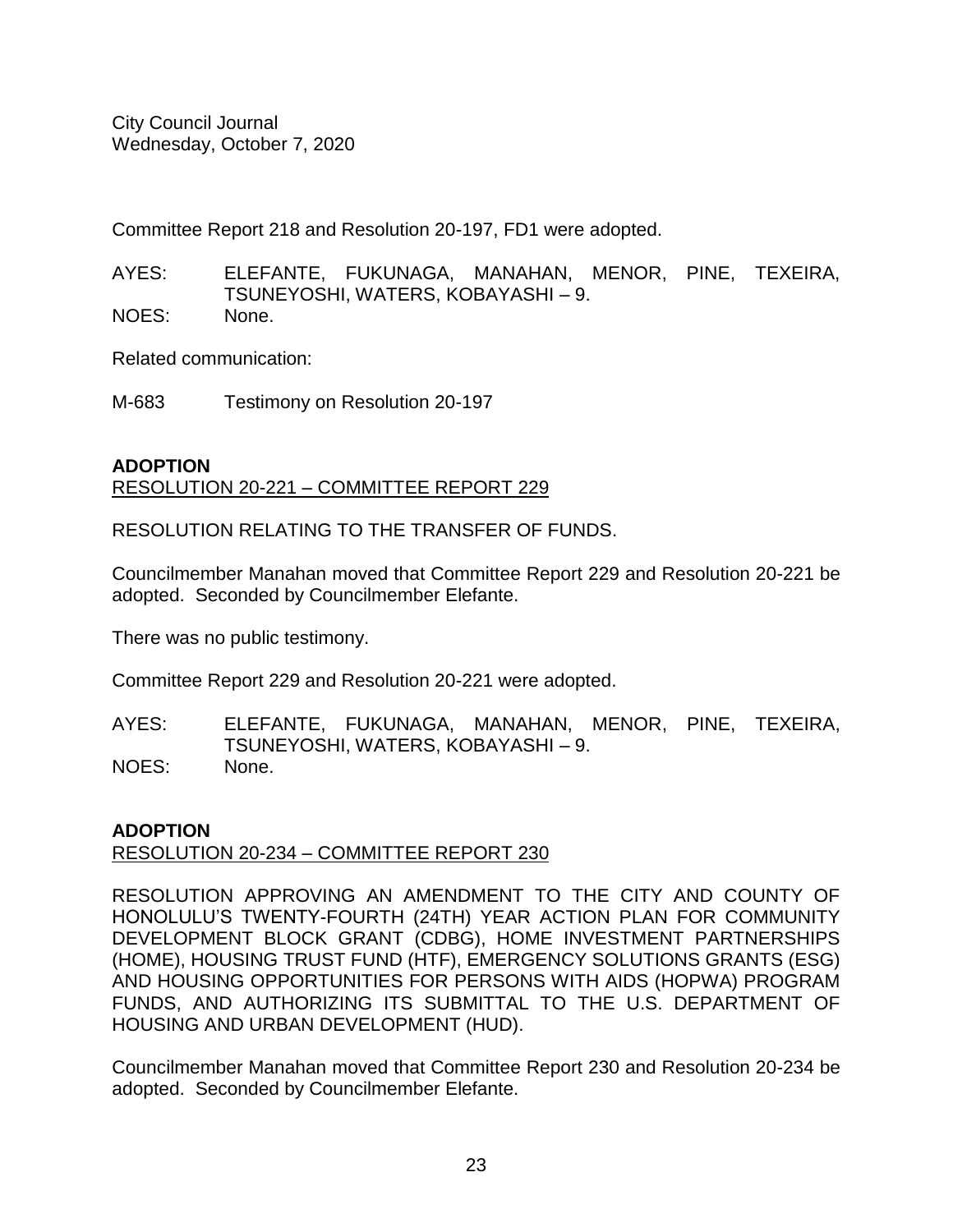Committee Report 218 and Resolution 20-197, FD1 were adopted.

AYES: ELEFANTE, FUKUNAGA, MANAHAN, MENOR, PINE, TEXEIRA, TSUNEYOSHI, WATERS, KOBAYASHI – 9.
NOES: None.

Related communication:

M-683 Testimony on Resolution 20-197

**ADOPTION**
RESOLUTION 20-221 – COMMITTEE REPORT 229

RESOLUTION RELATING TO THE TRANSFER OF FUNDS.

Councilmember Manahan moved that Committee Report 229 and Resolution 20-221 be adopted. Seconded by Councilmember Elefante.

There was no public testimony.

Committee Report 229 and Resolution 20-221 were adopted.

AYES: ELEFANTE, FUKUNAGA, MANAHAN, MENOR, PINE, TEXEIRA, TSUNEYOSHI, WATERS, KOBAYASHI – 9.
NOES: None.

**ADOPTION**
RESOLUTION 20-234 – COMMITTEE REPORT 230

RESOLUTION APPROVING AN AMENDMENT TO THE CITY AND COUNTY OF HONOLULU'S TWENTY-FOURTH (24TH) YEAR ACTION PLAN FOR COMMUNITY DEVELOPMENT BLOCK GRANT (CDBG), HOME INVESTMENT PARTNERSHIPS (HOME), HOUSING TRUST FUND (HTF), EMERGENCY SOLUTIONS GRANTS (ESG) AND HOUSING OPPORTUNITIES FOR PERSONS WITH AIDS (HOPWA) PROGRAM FUNDS, AND AUTHORIZING ITS SUBMITTAL TO THE U.S. DEPARTMENT OF HOUSING AND URBAN DEVELOPMENT (HUD).

Councilmember Manahan moved that Committee Report 230 and Resolution 20-234 be adopted. Seconded by Councilmember Elefante.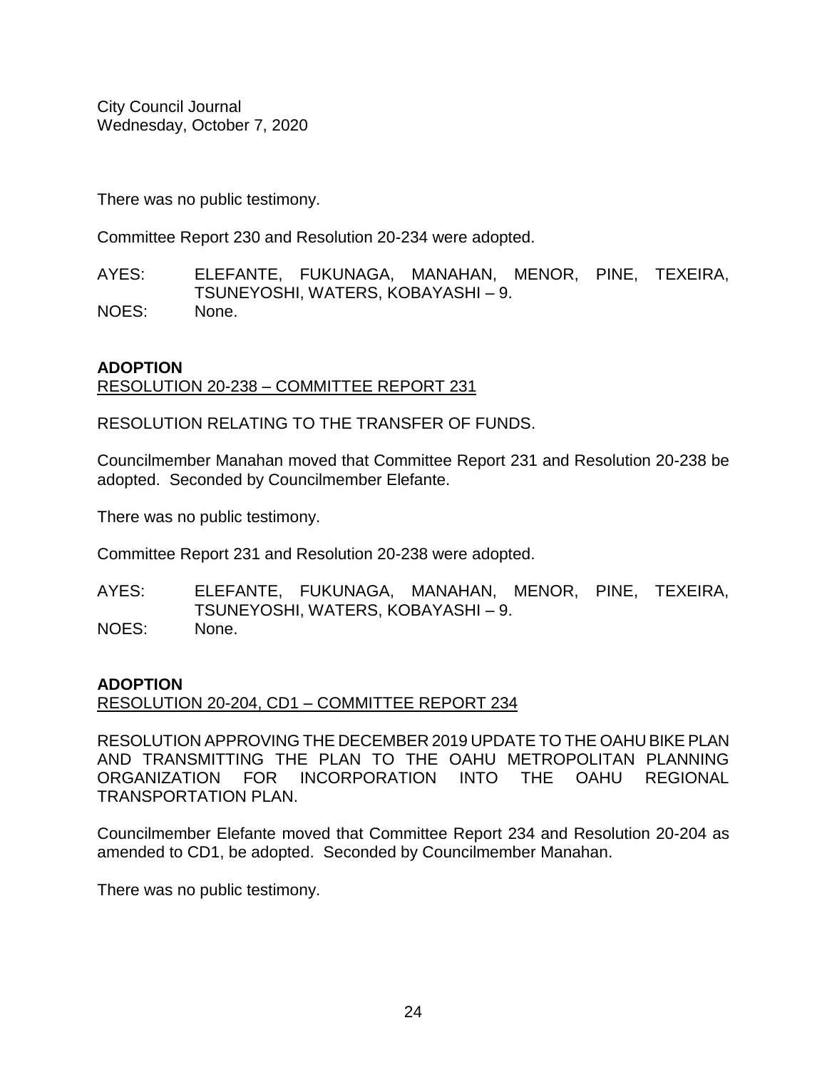There was no public testimony.

Committee Report 230 and Resolution 20-234 were adopted.

AYES: ELEFANTE, FUKUNAGA, MANAHAN, MENOR, PINE, TEXEIRA, TSUNEYOSHI, WATERS, KOBAYASHI – 9.
NOES: None.

**ADOPTION**
RESOLUTION 20-238 – COMMITTEE REPORT 231

RESOLUTION RELATING TO THE TRANSFER OF FUNDS.

Councilmember Manahan moved that Committee Report 231 and Resolution 20-238 be adopted. Seconded by Councilmember Elefante.

There was no public testimony.

Committee Report 231 and Resolution 20-238 were adopted.

AYES: ELEFANTE, FUKUNAGA, MANAHAN, MENOR, PINE, TEXEIRA, TSUNEYOSHI, WATERS, KOBAYASHI – 9.
NOES: None.

**ADOPTION**
RESOLUTION 20-204, CD1 – COMMITTEE REPORT 234

RESOLUTION APPROVING THE DECEMBER 2019 UPDATE TO THE OAHU BIKE PLAN AND TRANSMITTING THE PLAN TO THE OAHU METROPOLITAN PLANNING ORGANIZATION FOR INCORPORATION INTO THE OAHU REGIONAL TRANSPORTATION PLAN.

Councilmember Elefante moved that Committee Report 234 and Resolution 20-204 as amended to CD1, be adopted. Seconded by Councilmember Manahan.

There was no public testimony.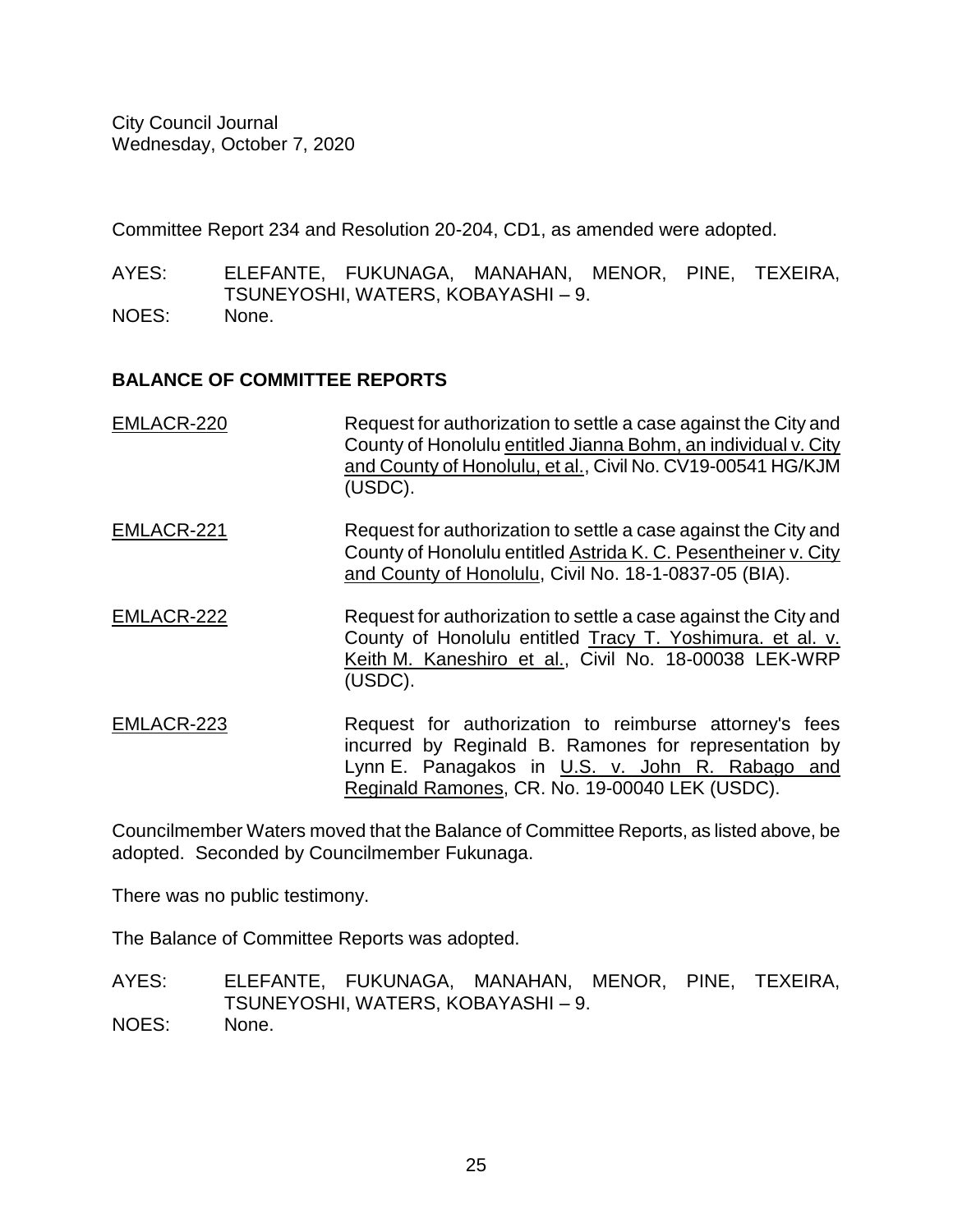Committee Report 234 and Resolution 20-204, CD1, as amended were adopted.

AYES: ELEFANTE, FUKUNAGA, MANAHAN, MENOR, PINE, TEXEIRA, TSUNEYOSHI, WATERS, KOBAYASHI – 9.
NOES: None.

**BALANCE OF COMMITTEE REPORTS**

EMLACR-220 Request for authorization to settle a case against the City and County of Honolulu entitled Jianna Bohm, an individual v. City and County of Honolulu, et al., Civil No. CV19-00541 HG/KJM (USDC).

EMLACR-221 Request for authorization to settle a case against the City and County of Honolulu entitled Astrida K. C. Pesentheiner v. City and County of Honolulu, Civil No. 18-1-0837-05 (BIA).

EMLACR-222 Request for authorization to settle a case against the City and County of Honolulu entitled Tracy T. Yoshimura. et al. v. Keith M. Kaneshiro et al., Civil No. 18-00038 LEK-WRP (USDC).

EMLACR-223 Request for authorization to reimburse attorney's fees incurred by Reginald B. Ramones for representation by Lynn E. Panagakos in U.S. v. John R. Rabago and Reginald Ramones, CR. No. 19-00040 LEK (USDC).

Councilmember Waters moved that the Balance of Committee Reports, as listed above, be adopted. Seconded by Councilmember Fukunaga.

There was no public testimony.

The Balance of Committee Reports was adopted.

AYES: ELEFANTE, FUKUNAGA, MANAHAN, MENOR, PINE, TEXEIRA, TSUNEYOSHI, WATERS, KOBAYASHI – 9.
NOES: None.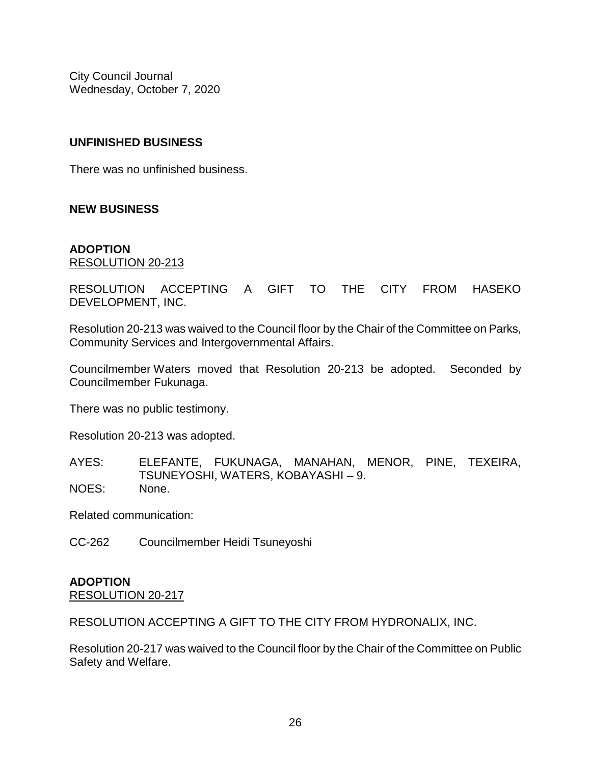## UNFINISHED BUSINESS

There was no unfinished business.

## NEW BUSINESS

### ADOPTION
RESOLUTION 20-213

RESOLUTION ACCEPTING A GIFT TO THE CITY FROM HASEKO DEVELOPMENT, INC.

Resolution 20-213 was waived to the Council floor by the Chair of the Committee on Parks, Community Services and Intergovernmental Affairs.

Councilmember Waters moved that Resolution 20-213 be adopted. Seconded by Councilmember Fukunaga.

There was no public testimony.

Resolution 20-213 was adopted.

AYES: ELEFANTE, FUKUNAGA, MANAHAN, MENOR, PINE, TEXEIRA, TSUNEYOSHI, WATERS, KOBAYASHI – 9.
NOES: None.

Related communication:

CC-262 Councilmember Heidi Tsuneyoshi

### ADOPTION
RESOLUTION 20-217

RESOLUTION ACCEPTING A GIFT TO THE CITY FROM HYDRONALIX, INC.

Resolution 20-217 was waived to the Council floor by the Chair of the Committee on Public Safety and Welfare.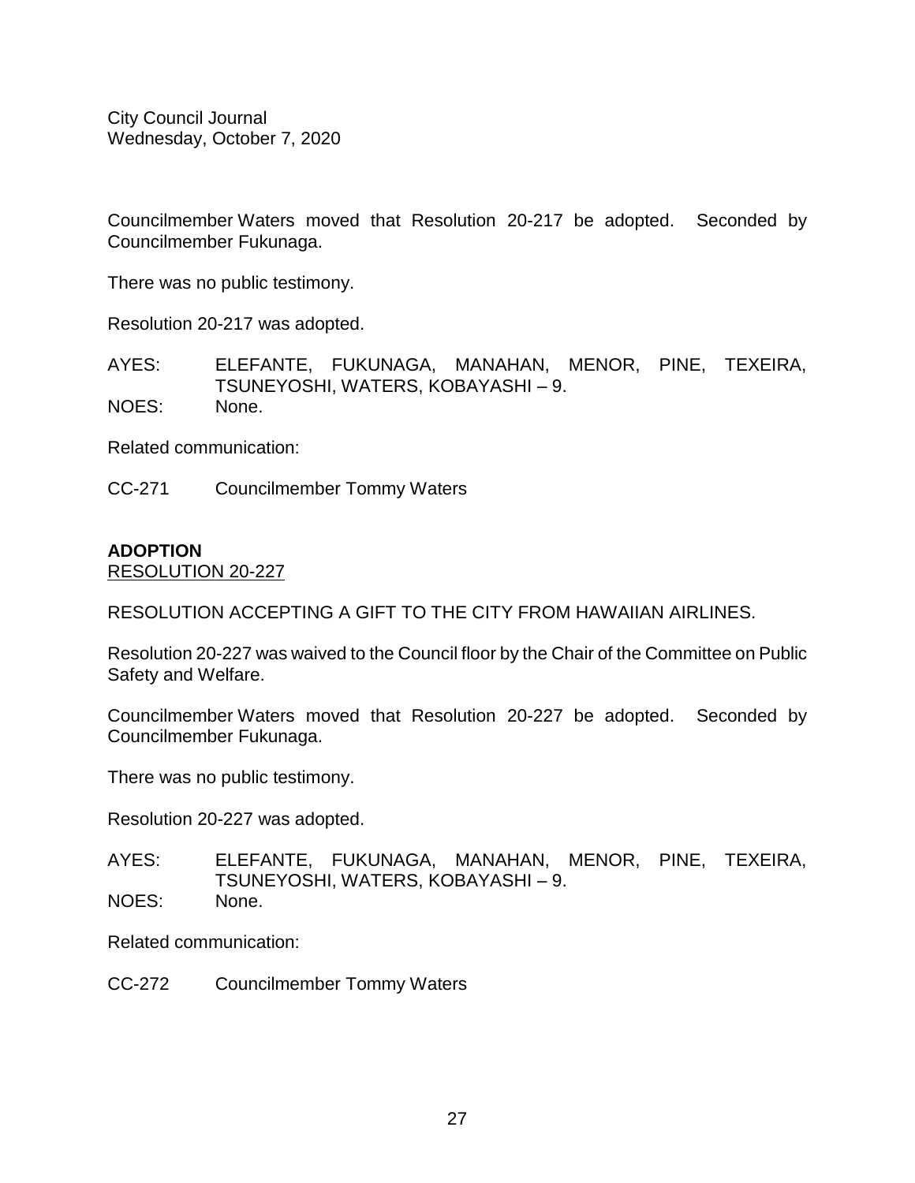Councilmember Waters moved that Resolution 20-217 be adopted. Seconded by Councilmember Fukunaga.

There was no public testimony.

Resolution 20-217 was adopted.

AYES: ELEFANTE, FUKUNAGA, MANAHAN, MENOR, PINE, TEXEIRA, TSUNEYOSHI, WATERS, KOBAYASHI – 9.
NOES: None.

Related communication:

CC-271 Councilmember Tommy Waters

**ADOPTION**
RESOLUTION 20-227

RESOLUTION ACCEPTING A GIFT TO THE CITY FROM HAWAIIAN AIRLINES.

Resolution 20-227 was waived to the Council floor by the Chair of the Committee on Public Safety and Welfare.

Councilmember Waters moved that Resolution 20-227 be adopted. Seconded by Councilmember Fukunaga.

There was no public testimony.

Resolution 20-227 was adopted.

AYES: ELEFANTE, FUKUNAGA, MANAHAN, MENOR, PINE, TEXEIRA, TSUNEYOSHI, WATERS, KOBAYASHI – 9.
NOES: None.

Related communication:

CC-272 Councilmember Tommy Waters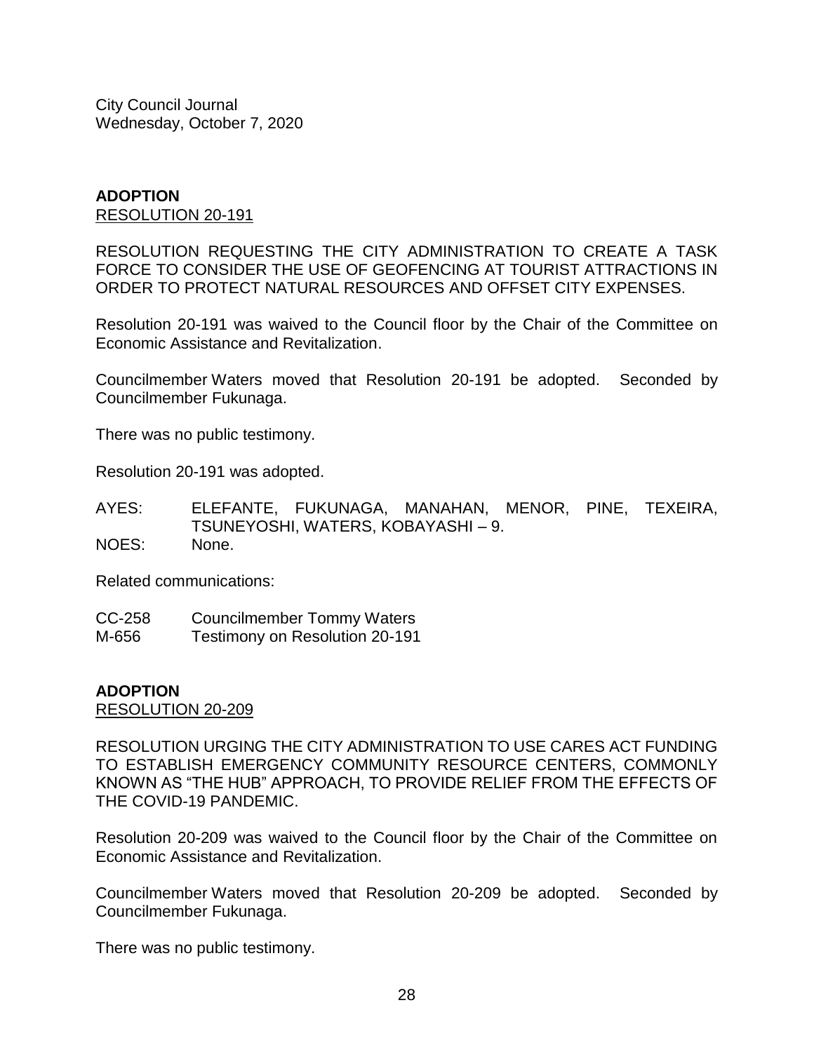**ADOPTION**
RESOLUTION 20-191

RESOLUTION REQUESTING THE CITY ADMINISTRATION TO CREATE A TASK FORCE TO CONSIDER THE USE OF GEOFENCING AT TOURIST ATTRACTIONS IN ORDER TO PROTECT NATURAL RESOURCES AND OFFSET CITY EXPENSES.

Resolution 20-191 was waived to the Council floor by the Chair of the Committee on Economic Assistance and Revitalization.

Councilmember Waters moved that Resolution 20-191 be adopted. Seconded by Councilmember Fukunaga.

There was no public testimony.

Resolution 20-191 was adopted.

AYES: ELEFANTE, FUKUNAGA, MANAHAN, MENOR, PINE, TEXEIRA, TSUNEYOSHI, WATERS, KOBAYASHI – 9.
NOES: None.

Related communications:

CC-258 Councilmember Tommy Waters
M-656 Testimony on Resolution 20-191

**ADOPTION**
RESOLUTION 20-209

RESOLUTION URGING THE CITY ADMINISTRATION TO USE CARES ACT FUNDING TO ESTABLISH EMERGENCY COMMUNITY RESOURCE CENTERS, COMMONLY KNOWN AS "THE HUB" APPROACH, TO PROVIDE RELIEF FROM THE EFFECTS OF THE COVID-19 PANDEMIC.

Resolution 20-209 was waived to the Council floor by the Chair of the Committee on Economic Assistance and Revitalization.

Councilmember Waters moved that Resolution 20-209 be adopted. Seconded by Councilmember Fukunaga.

There was no public testimony.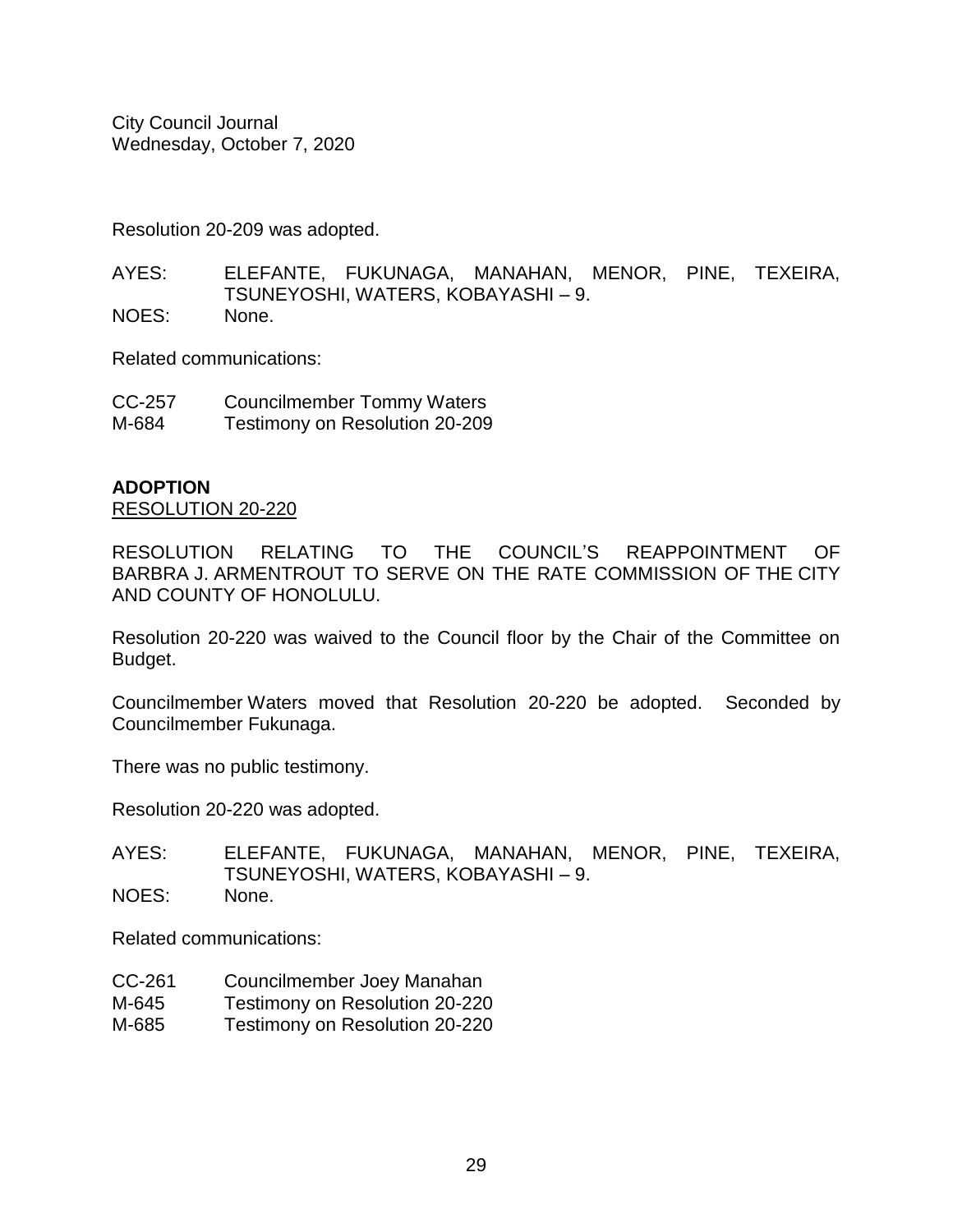Resolution 20-209 was adopted.

AYES: ELEFANTE, FUKUNAGA, MANAHAN, MENOR, PINE, TEXEIRA, TSUNEYOSHI, WATERS, KOBAYASHI – 9.
NOES: None.

Related communications:

CC-257 Councilmember Tommy Waters
M-684 Testimony on Resolution 20-209

**ADOPTION**
RESOLUTION 20-220

RESOLUTION RELATING TO THE COUNCIL'S REAPPOINTMENT OF BARBRA J. ARMENTROUT TO SERVE ON THE RATE COMMISSION OF THE CITY AND COUNTY OF HONOLULU.

Resolution 20-220 was waived to the Council floor by the Chair of the Committee on Budget.

Councilmember Waters moved that Resolution 20-220 be adopted. Seconded by Councilmember Fukunaga.

There was no public testimony.

Resolution 20-220 was adopted.

AYES: ELEFANTE, FUKUNAGA, MANAHAN, MENOR, PINE, TEXEIRA, TSUNEYOSHI, WATERS, KOBAYASHI – 9.
NOES: None.

Related communications:

CC-261 Councilmember Joey Manahan
M-645 Testimony on Resolution 20-220
M-685 Testimony on Resolution 20-220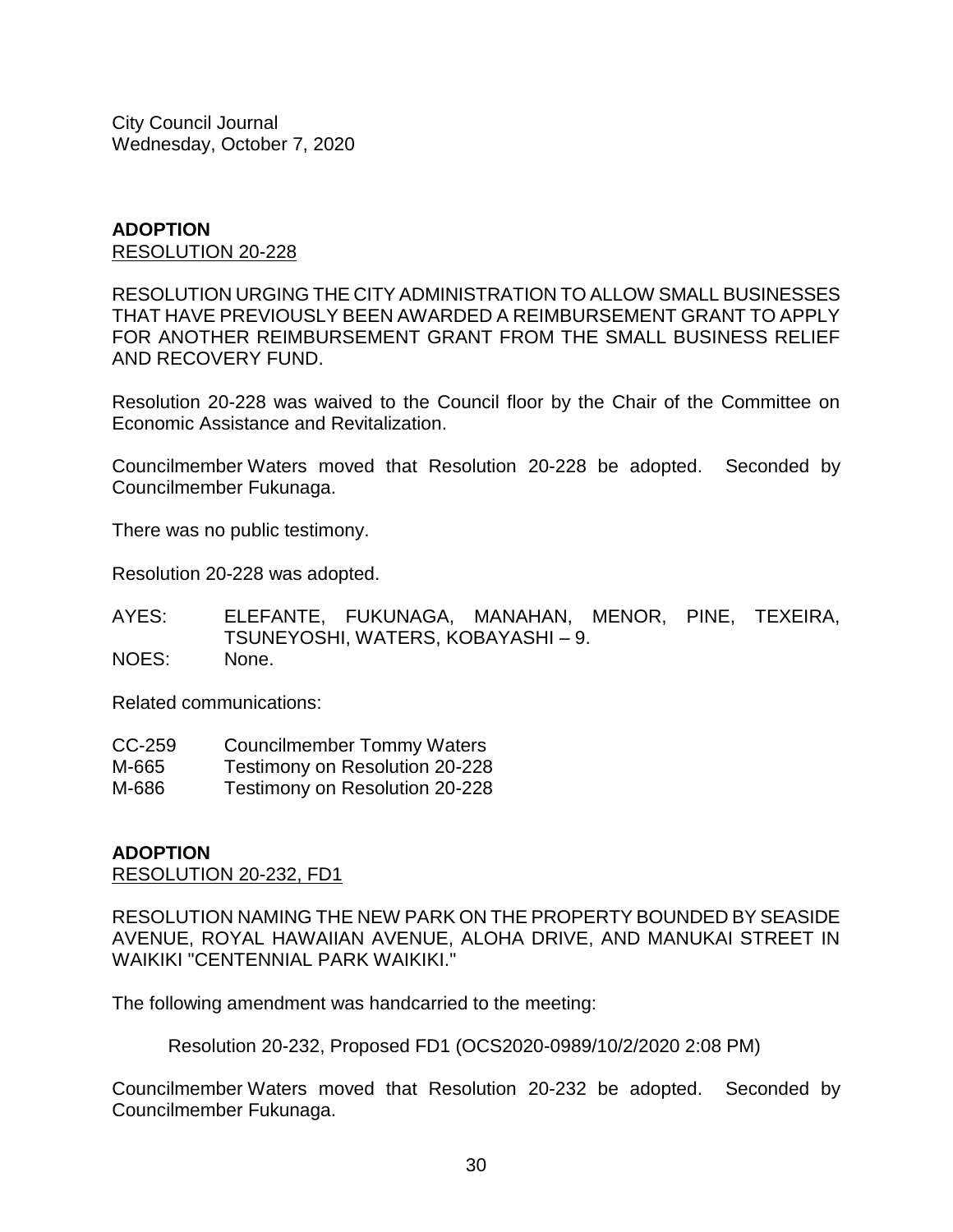**ADOPTION**
RESOLUTION 20-228

RESOLUTION URGING THE CITY ADMINISTRATION TO ALLOW SMALL BUSINESSES THAT HAVE PREVIOUSLY BEEN AWARDED A REIMBURSEMENT GRANT TO APPLY FOR ANOTHER REIMBURSEMENT GRANT FROM THE SMALL BUSINESS RELIEF AND RECOVERY FUND.

Resolution 20-228 was waived to the Council floor by the Chair of the Committee on Economic Assistance and Revitalization.

Councilmember Waters moved that Resolution 20-228 be adopted. Seconded by Councilmember Fukunaga.

There was no public testimony.

Resolution 20-228 was adopted.

AYES: ELEFANTE, FUKUNAGA, MANAHAN, MENOR, PINE, TEXEIRA, TSUNEYOSHI, WATERS, KOBAYASHI – 9.
NOES: None.

Related communications:

CC-259 Councilmember Tommy Waters
M-665 Testimony on Resolution 20-228
M-686 Testimony on Resolution 20-228

**ADOPTION**
RESOLUTION 20-232, FD1

RESOLUTION NAMING THE NEW PARK ON THE PROPERTY BOUNDED BY SEASIDE AVENUE, ROYAL HAWAIIAN AVENUE, ALOHA DRIVE, AND MANUKAI STREET IN WAIKIKI "CENTENNIAL PARK WAIKIKI."

The following amendment was handcarried to the meeting:

Resolution 20-232, Proposed FD1 (OCS2020-0989/10/2/2020 2:08 PM)

Councilmember Waters moved that Resolution 20-232 be adopted. Seconded by Councilmember Fukunaga.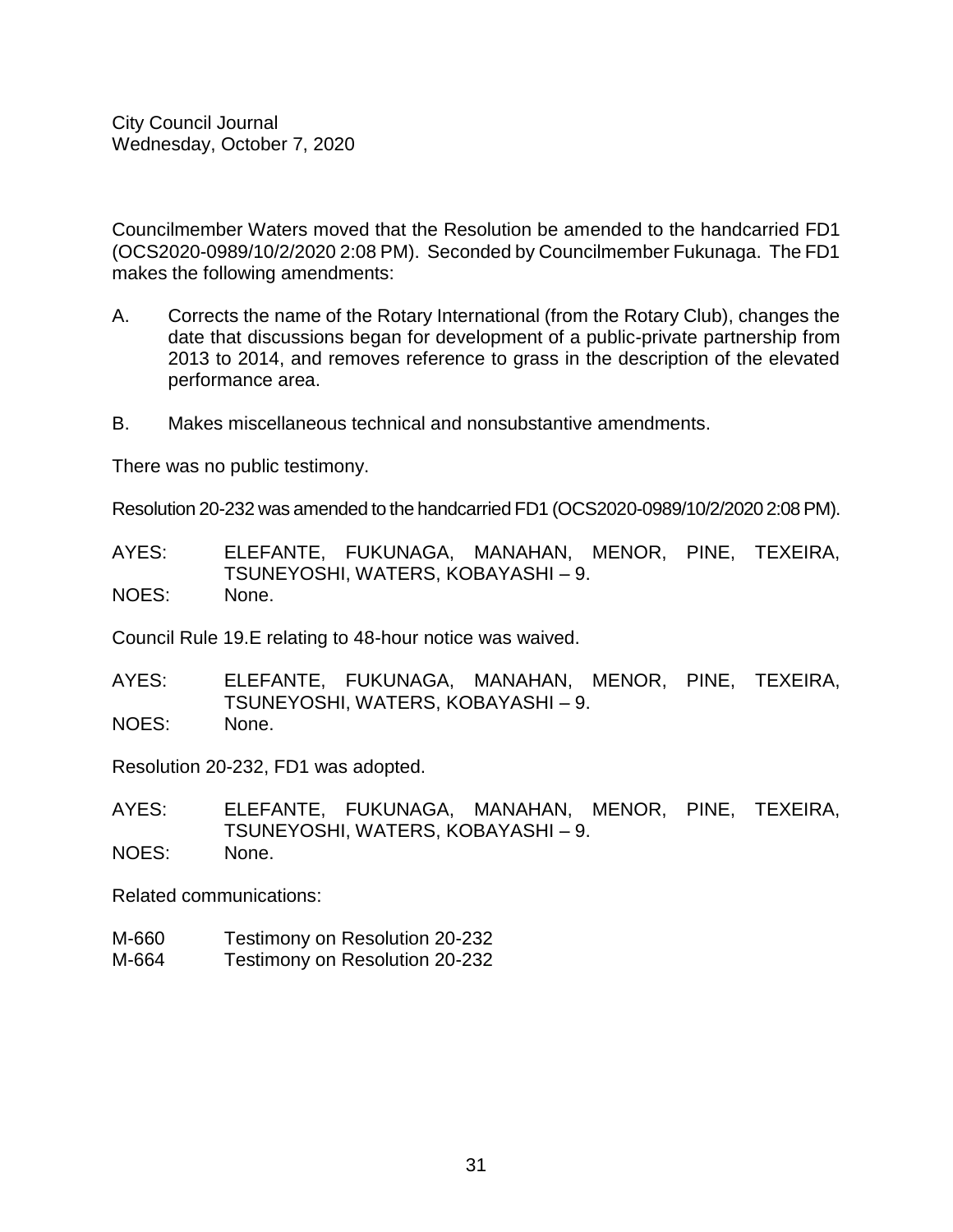Councilmember Waters moved that the Resolution be amended to the handcarried FD1 (OCS2020-0989/10/2/2020 2:08 PM). Seconded by Councilmember Fukunaga. The FD1 makes the following amendments:

A. Corrects the name of the Rotary International (from the Rotary Club), changes the date that discussions began for development of a public-private partnership from 2013 to 2014, and removes reference to grass in the description of the elevated performance area.

B. Makes miscellaneous technical and nonsubstantive amendments.

There was no public testimony.

Resolution 20-232 was amended to the handcarried FD1 (OCS2020-0989/10/2/2020 2:08 PM).

AYES: ELEFANTE, FUKUNAGA, MANAHAN, MENOR, PINE, TEXEIRA, TSUNEYOSHI, WATERS, KOBAYASHI – 9.
NOES: None.

Council Rule 19.E relating to 48-hour notice was waived.

AYES: ELEFANTE, FUKUNAGA, MANAHAN, MENOR, PINE, TEXEIRA, TSUNEYOSHI, WATERS, KOBAYASHI – 9.
NOES: None.

Resolution 20-232, FD1 was adopted.

AYES: ELEFANTE, FUKUNAGA, MANAHAN, MENOR, PINE, TEXEIRA, TSUNEYOSHI, WATERS, KOBAYASHI – 9.
NOES: None.

Related communications:

M-660 Testimony on Resolution 20-232
M-664 Testimony on Resolution 20-232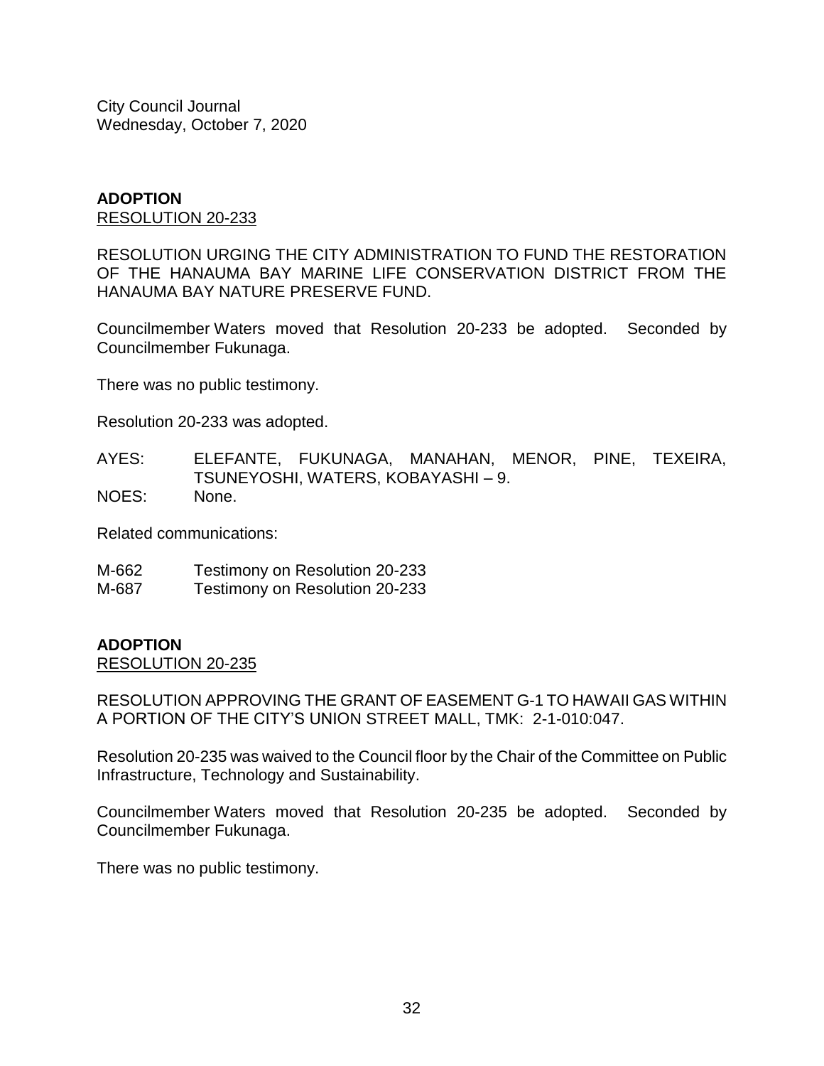City Council Journal
Wednesday, October 7, 2020

**ADOPTION**
RESOLUTION 20-233

RESOLUTION URGING THE CITY ADMINISTRATION TO FUND THE RESTORATION OF THE HANAUMA BAY MARINE LIFE CONSERVATION DISTRICT FROM THE HANAUMA BAY NATURE PRESERVE FUND.

Councilmember Waters moved that Resolution 20-233 be adopted. Seconded by Councilmember Fukunaga.

There was no public testimony.

Resolution 20-233 was adopted.

AYES: ELEFANTE, FUKUNAGA, MANAHAN, MENOR, PINE, TEXEIRA, TSUNEYOSHI, WATERS, KOBAYASHI – 9.
NOES: None.

Related communications:

M-662 Testimony on Resolution 20-233
M-687 Testimony on Resolution 20-233

**ADOPTION**
RESOLUTION 20-235

RESOLUTION APPROVING THE GRANT OF EASEMENT G-1 TO HAWAII GAS WITHIN A PORTION OF THE CITY'S UNION STREET MALL, TMK: 2-1-010:047.

Resolution 20-235 was waived to the Council floor by the Chair of the Committee on Public Infrastructure, Technology and Sustainability.

Councilmember Waters moved that Resolution 20-235 be adopted. Seconded by Councilmember Fukunaga.

There was no public testimony.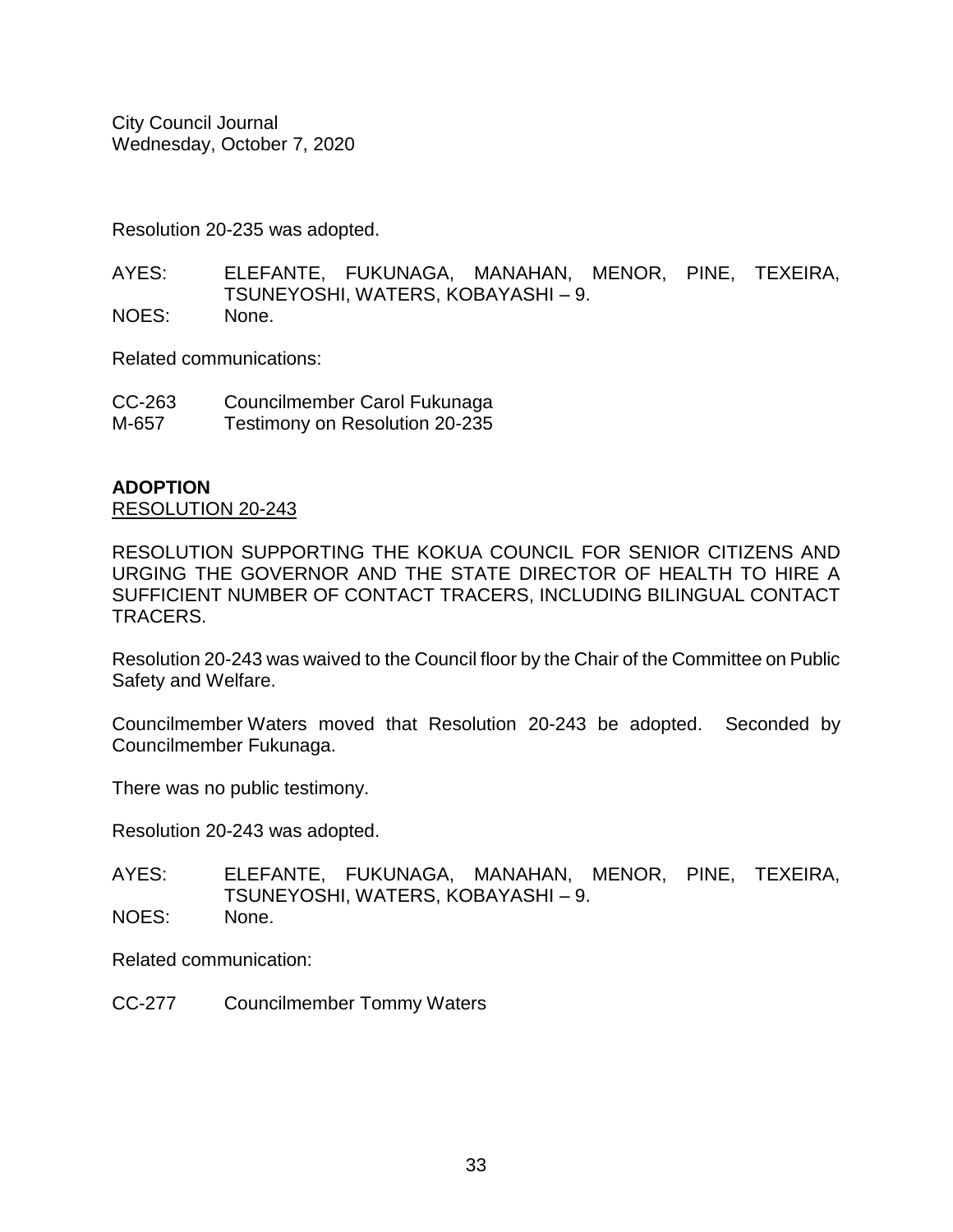Resolution 20-235 was adopted.

AYES: ELEFANTE, FUKUNAGA, MANAHAN, MENOR, PINE, TEXEIRA, TSUNEYOSHI, WATERS, KOBAYASHI – 9.
NOES: None.

Related communications:

CC-263 Councilmember Carol Fukunaga
M-657 Testimony on Resolution 20-235

**ADOPTION**
RESOLUTION 20-243

RESOLUTION SUPPORTING THE KOKUA COUNCIL FOR SENIOR CITIZENS AND URGING THE GOVERNOR AND THE STATE DIRECTOR OF HEALTH TO HIRE A SUFFICIENT NUMBER OF CONTACT TRACERS, INCLUDING BILINGUAL CONTACT TRACERS.

Resolution 20-243 was waived to the Council floor by the Chair of the Committee on Public Safety and Welfare.

Councilmember Waters moved that Resolution 20-243 be adopted. Seconded by Councilmember Fukunaga.

There was no public testimony.

Resolution 20-243 was adopted.

AYES: ELEFANTE, FUKUNAGA, MANAHAN, MENOR, PINE, TEXEIRA, TSUNEYOSHI, WATERS, KOBAYASHI – 9.
NOES: None.

Related communication:

CC-277 Councilmember Tommy Waters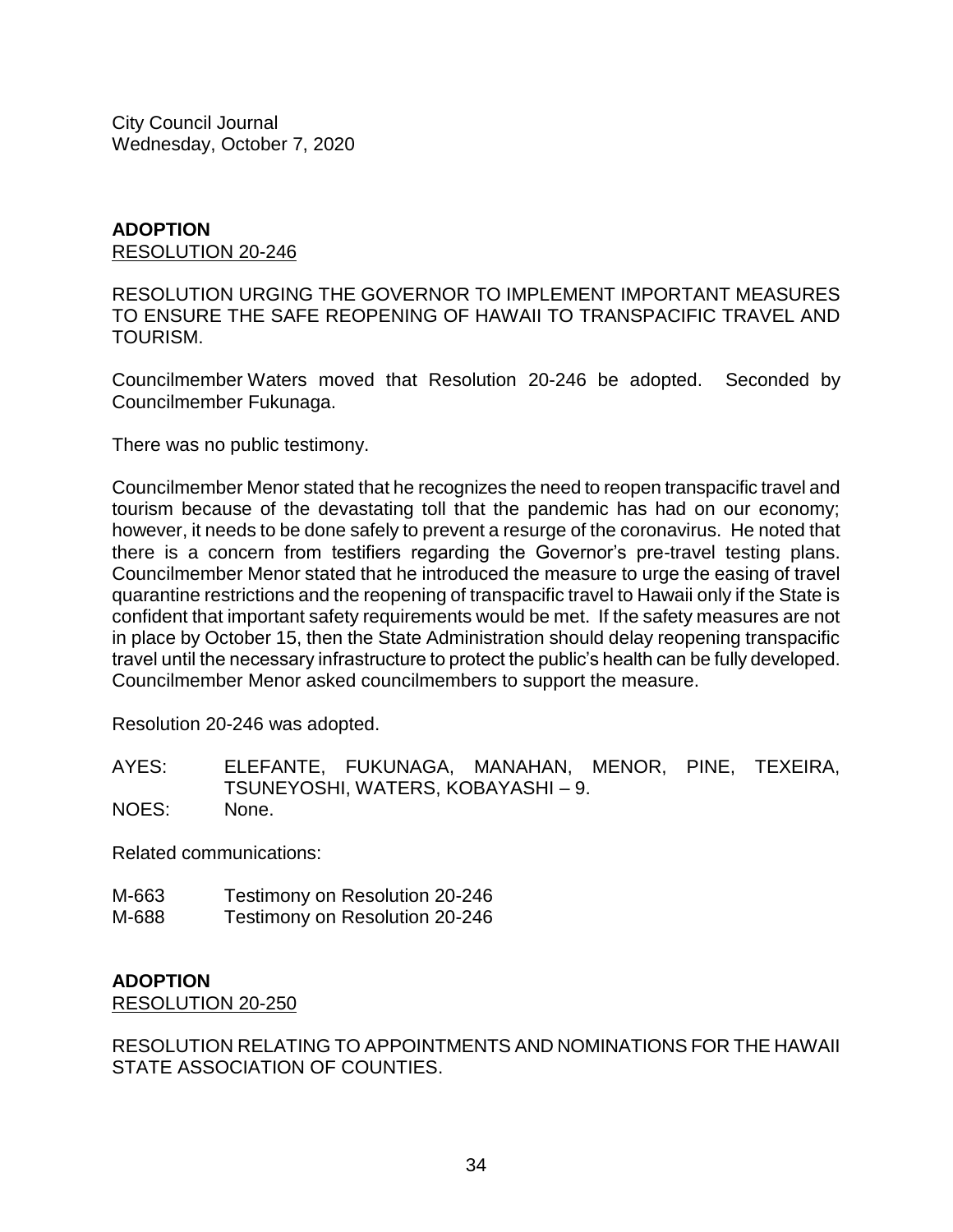City Council Journal
Wednesday, October 7, 2020

**ADOPTION**
RESOLUTION 20-246

RESOLUTION URGING THE GOVERNOR TO IMPLEMENT IMPORTANT MEASURES TO ENSURE THE SAFE REOPENING OF HAWAII TO TRANSPACIFIC TRAVEL AND TOURISM.

Councilmember Waters moved that Resolution 20-246 be adopted. Seconded by Councilmember Fukunaga.

There was no public testimony.

Councilmember Menor stated that he recognizes the need to reopen transpacific travel and tourism because of the devastating toll that the pandemic has had on our economy; however, it needs to be done safely to prevent a resurge of the coronavirus. He noted that there is a concern from testifiers regarding the Governor's pre-travel testing plans. Councilmember Menor stated that he introduced the measure to urge the easing of travel quarantine restrictions and the reopening of transpacific travel to Hawaii only if the State is confident that important safety requirements would be met. If the safety measures are not in place by October 15, then the State Administration should delay reopening transpacific travel until the necessary infrastructure to protect the public's health can be fully developed. Councilmember Menor asked councilmembers to support the measure.

Resolution 20-246 was adopted.

AYES: ELEFANTE, FUKUNAGA, MANAHAN, MENOR, PINE, TEXEIRA, TSUNEYOSHI, WATERS, KOBAYASHI – 9.
NOES: None.

Related communications:

M-663 Testimony on Resolution 20-246
M-688 Testimony on Resolution 20-246

**ADOPTION**
RESOLUTION 20-250

RESOLUTION RELATING TO APPOINTMENTS AND NOMINATIONS FOR THE HAWAII STATE ASSOCIATION OF COUNTIES.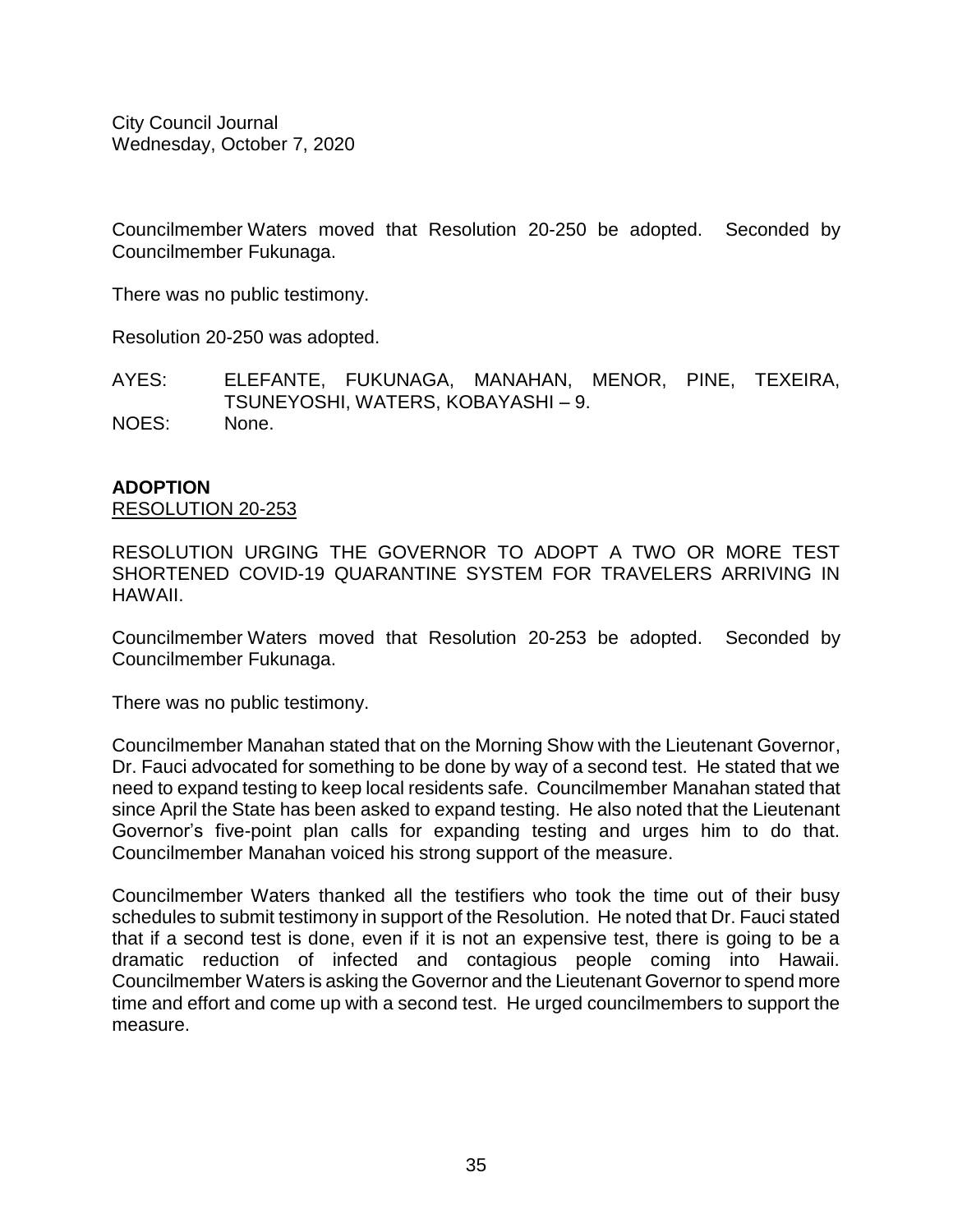Councilmember Waters moved that Resolution 20-250 be adopted. Seconded by Councilmember Fukunaga.

There was no public testimony.

Resolution 20-250 was adopted.

AYES: ELEFANTE, FUKUNAGA, MANAHAN, MENOR, PINE, TEXEIRA, TSUNEYOSHI, WATERS, KOBAYASHI – 9.
NOES: None.

**ADOPTION**
RESOLUTION 20-253

RESOLUTION URGING THE GOVERNOR TO ADOPT A TWO OR MORE TEST SHORTENED COVID-19 QUARANTINE SYSTEM FOR TRAVELERS ARRIVING IN HAWAII.

Councilmember Waters moved that Resolution 20-253 be adopted. Seconded by Councilmember Fukunaga.

There was no public testimony.

Councilmember Manahan stated that on the Morning Show with the Lieutenant Governor, Dr. Fauci advocated for something to be done by way of a second test. He stated that we need to expand testing to keep local residents safe. Councilmember Manahan stated that since April the State has been asked to expand testing. He also noted that the Lieutenant Governor's five-point plan calls for expanding testing and urges him to do that. Councilmember Manahan voiced his strong support of the measure.

Councilmember Waters thanked all the testifiers who took the time out of their busy schedules to submit testimony in support of the Resolution. He noted that Dr. Fauci stated that if a second test is done, even if it is not an expensive test, there is going to be a dramatic reduction of infected and contagious people coming into Hawaii. Councilmember Waters is asking the Governor and the Lieutenant Governor to spend more time and effort and come up with a second test. He urged councilmembers to support the measure.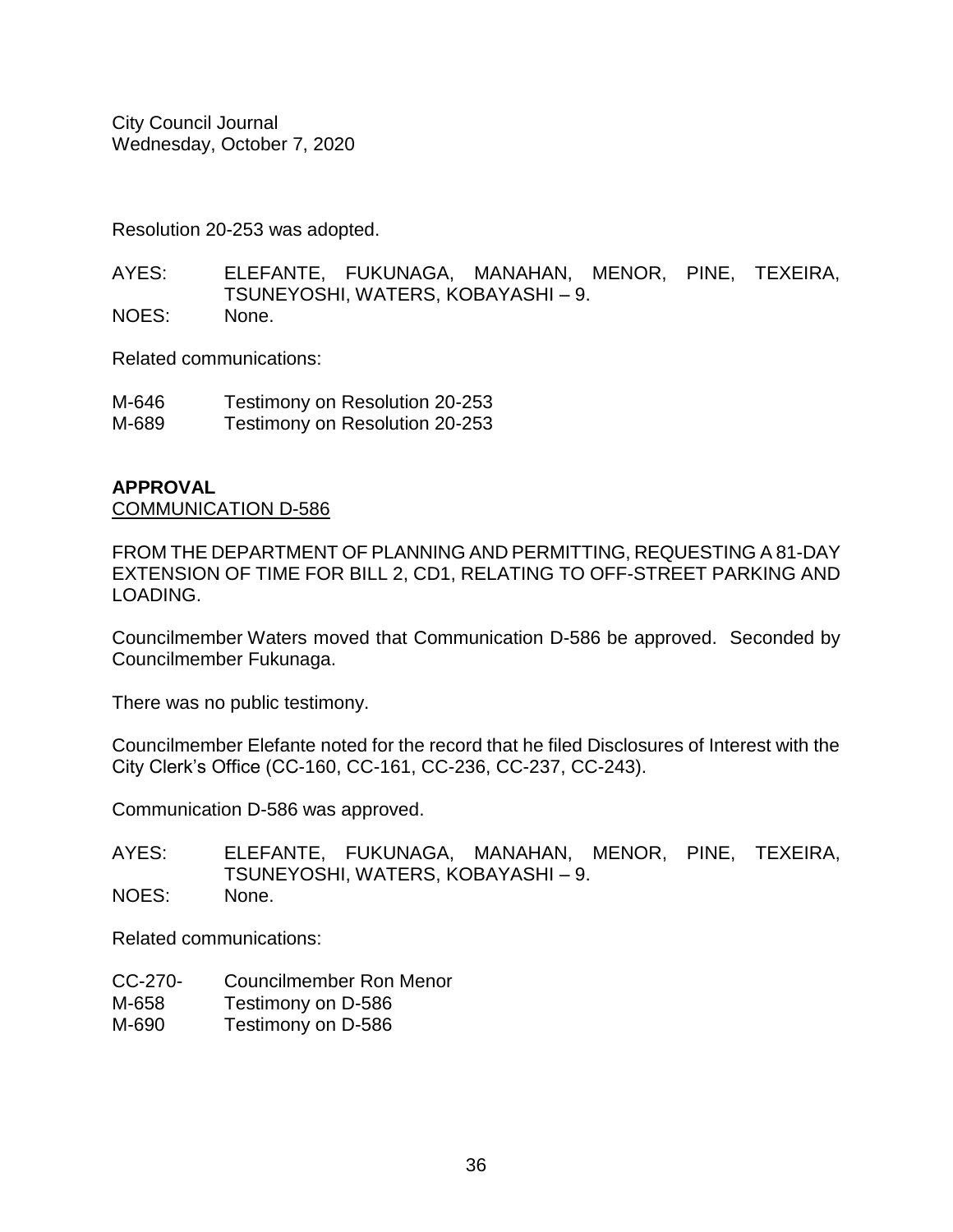Resolution 20-253 was adopted.

AYES: ELEFANTE, FUKUNAGA, MANAHAN, MENOR, PINE, TEXEIRA, TSUNEYOSHI, WATERS, KOBAYASHI – 9.
NOES: None.

Related communications:

M-646 Testimony on Resolution 20-253
M-689 Testimony on Resolution 20-253

**APPROVAL**
COMMUNICATION D-586

FROM THE DEPARTMENT OF PLANNING AND PERMITTING, REQUESTING A 81-DAY EXTENSION OF TIME FOR BILL 2, CD1, RELATING TO OFF-STREET PARKING AND LOADING.

Councilmember Waters moved that Communication D-586 be approved. Seconded by Councilmember Fukunaga.

There was no public testimony.

Councilmember Elefante noted for the record that he filed Disclosures of Interest with the City Clerk's Office (CC-160, CC-161, CC-236, CC-237, CC-243).

Communication D-586 was approved.

AYES: ELEFANTE, FUKUNAGA, MANAHAN, MENOR, PINE, TEXEIRA, TSUNEYOSHI, WATERS, KOBAYASHI – 9.
NOES: None.

Related communications:

CC-270- Councilmember Ron Menor
M-658 Testimony on D-586
M-690 Testimony on D-586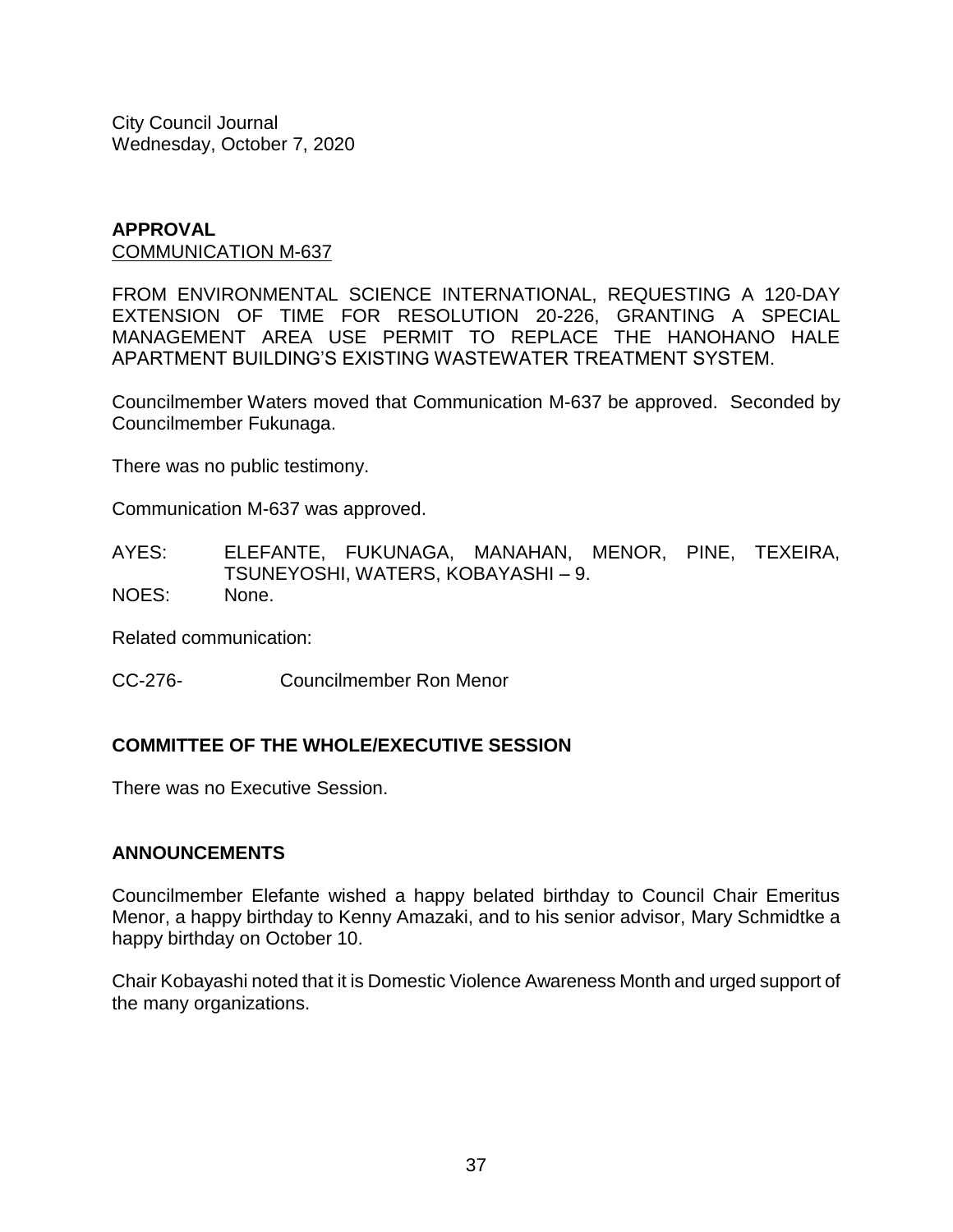## APPROVAL

COMMUNICATION M-637

FROM ENVIRONMENTAL SCIENCE INTERNATIONAL, REQUESTING A 120-DAY EXTENSION OF TIME FOR RESOLUTION 20-226, GRANTING A SPECIAL MANAGEMENT AREA USE PERMIT TO REPLACE THE HANOHANO HALE APARTMENT BUILDING'S EXISTING WASTEWATER TREATMENT SYSTEM.

Councilmember Waters moved that Communication M-637 be approved. Seconded by Councilmember Fukunaga.

There was no public testimony.

Communication M-637 was approved.

AYES: ELEFANTE, FUKUNAGA, MANAHAN, MENOR, PINE, TEXEIRA, TSUNEYOSHI, WATERS, KOBAYASHI – 9.
NOES: None.

Related communication:

CC-276- Councilmember Ron Menor

## COMMITTEE OF THE WHOLE/EXECUTIVE SESSION

There was no Executive Session.

## ANNOUNCEMENTS

Councilmember Elefante wished a happy belated birthday to Council Chair Emeritus Menor, a happy birthday to Kenny Amazaki, and to his senior advisor, Mary Schmidtke a happy birthday on October 10.

Chair Kobayashi noted that it is Domestic Violence Awareness Month and urged support of the many organizations.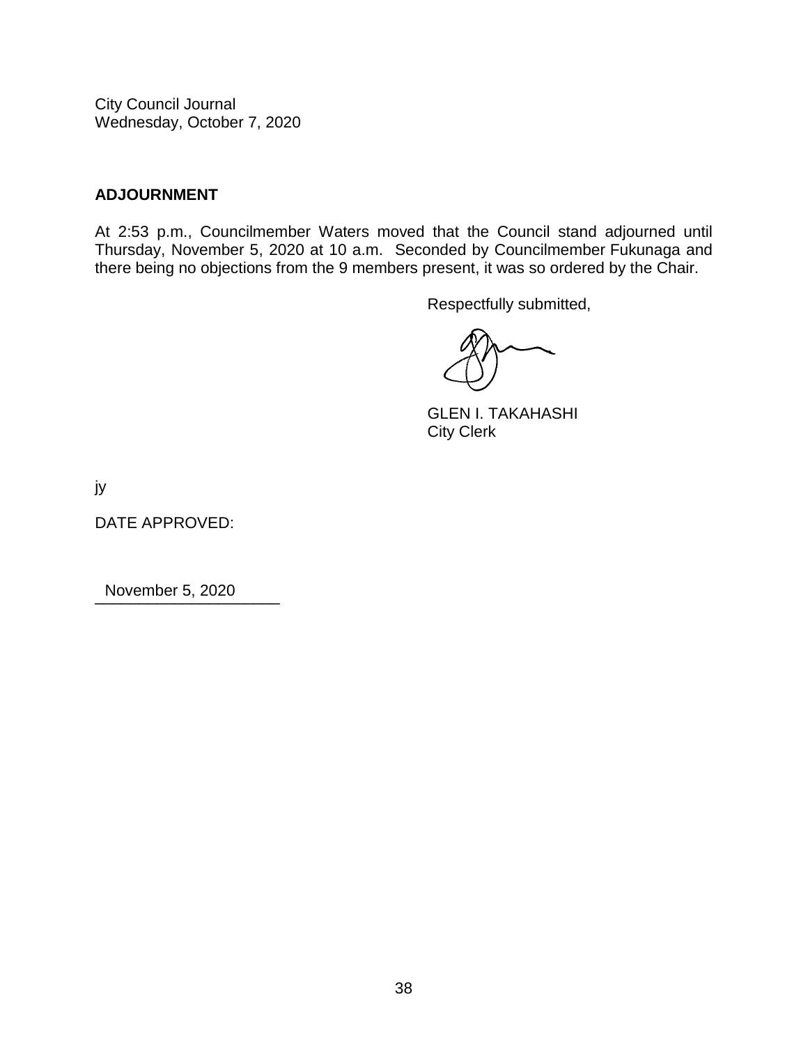City Council Journal
Wednesday, October 7, 2020

**ADJOURNMENT**

At 2:53 p.m., Councilmember Waters moved that the Council stand adjourned until Thursday, November 5, 2020 at 10 a.m. Seconded by Councilmember Fukunaga and there being no objections from the 9 members present, it was so ordered by the Chair.

Respectfully submitted,

GLEN I. TAKAHASHI
City Clerk

jy

DATE APPROVED:

November 5, 2020